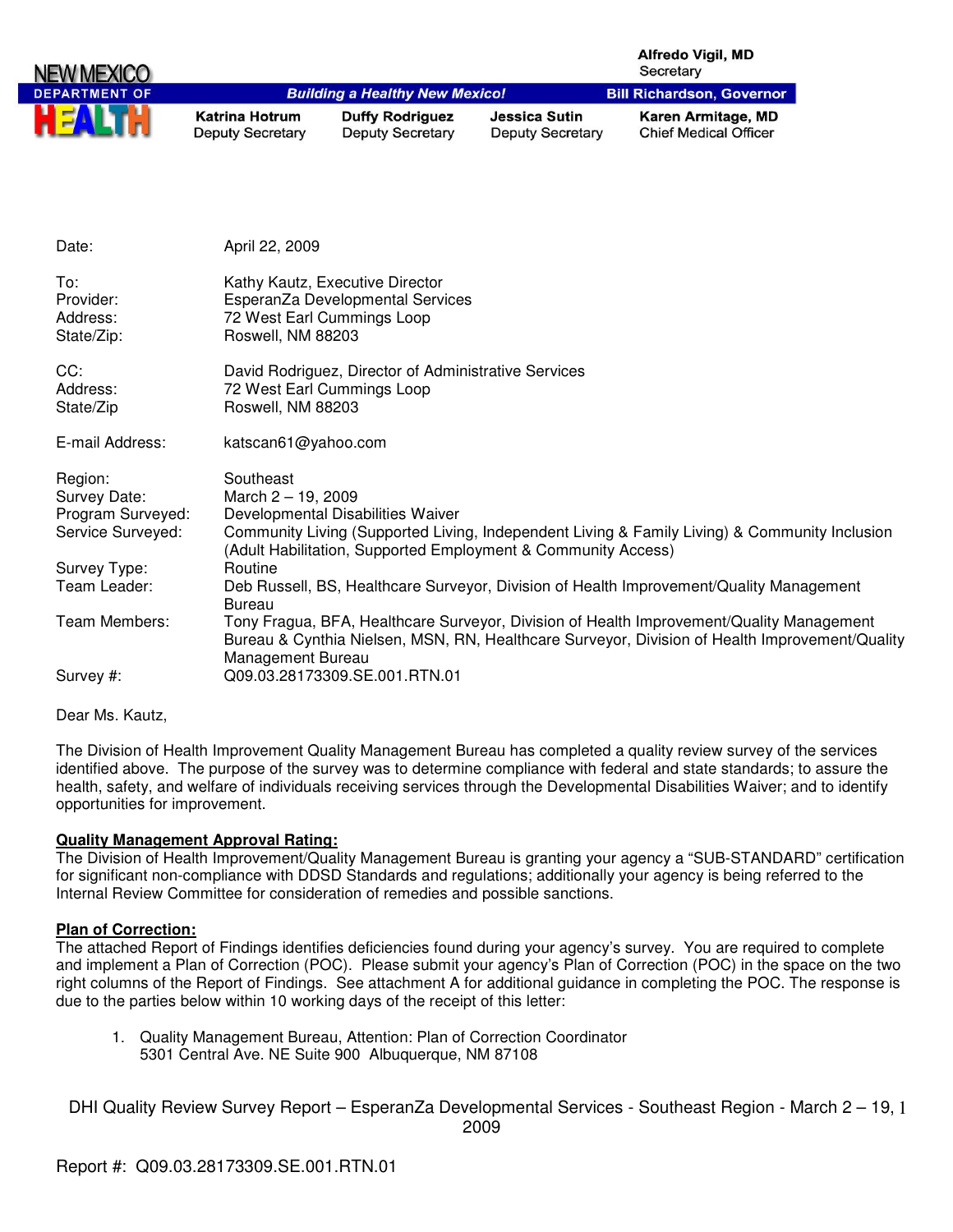NEW MEXICO DEPARTMENT OF HEALTH

**Building a Healthy New Mexico!**

**Alfredo Vigil, MD**
Secretary

**Bill Richardson, Governor**

**Katrina Hotrum**
Deputy Secretary

**Duffy Rodriguez**
Deputy Secretary

**Jessica Sutin**
Deputy Secretary

**Karen Armitage, MD**
Chief Medical Officer

| | |
|---|---|
| Date: | April 22, 2009 |
| To: | Kathy Kautz, Executive Director |
| Provider: | EsperanZa Developmental Services |
| Address: | 72 West Earl Cummings Loop |
| State/Zip: | Roswell, NM 88203 |
| CC: | David Rodriguez, Director of Administrative Services |
| Address: | 72 West Earl Cummings Loop |
| State/Zip | Roswell, NM 88203 |
| E-mail Address: | katscan61@yahoo.com |
| Region: | Southeast |
| Survey Date: | March 2 – 19, 2009 |
| Program Surveyed: | Developmental Disabilities Waiver |
| Service Surveyed: | Community Living (Supported Living, Independent Living & Family Living) & Community Inclusion (Adult Habilitation, Supported Employment & Community Access) |
| Survey Type: | Routine |
| Team Leader: | Deb Russell, BS, Healthcare Surveyor, Division of Health Improvement/Quality Management Bureau |
| Team Members: | Tony Fragua, BFA, Healthcare Surveyor, Division of Health Improvement/Quality Management Bureau & Cynthia Nielsen, MSN, RN, Healthcare Surveyor, Division of Health Improvement/Quality Management Bureau |
| Survey #: | Q09.03.28173309.SE.001.RTN.01 |

Dear Ms. Kautz,

The Division of Health Improvement Quality Management Bureau has completed a quality review survey of the services identified above. The purpose of the survey was to determine compliance with federal and state standards; to assure the health, safety, and welfare of individuals receiving services through the Developmental Disabilities Waiver; and to identify opportunities for improvement.

**Quality Management Approval Rating:**

The Division of Health Improvement/Quality Management Bureau is granting your agency a "SUB-STANDARD" certification for significant non-compliance with DDSD Standards and regulations; additionally your agency is being referred to the Internal Review Committee for consideration of remedies and possible sanctions.

**Plan of Correction:**

The attached Report of Findings identifies deficiencies found during your agency's survey. You are required to complete and implement a Plan of Correction (POC). Please submit your agency's Plan of Correction (POC) in the space on the two right columns of the Report of Findings. See attachment A for additional guidance in completing the POC. The response is due to the parties below within 10 working days of the receipt of this letter:

1. Quality Management Bureau, Attention: Plan of Correction Coordinator
   5301 Central Ave. NE Suite 900 Albuquerque, NM 87108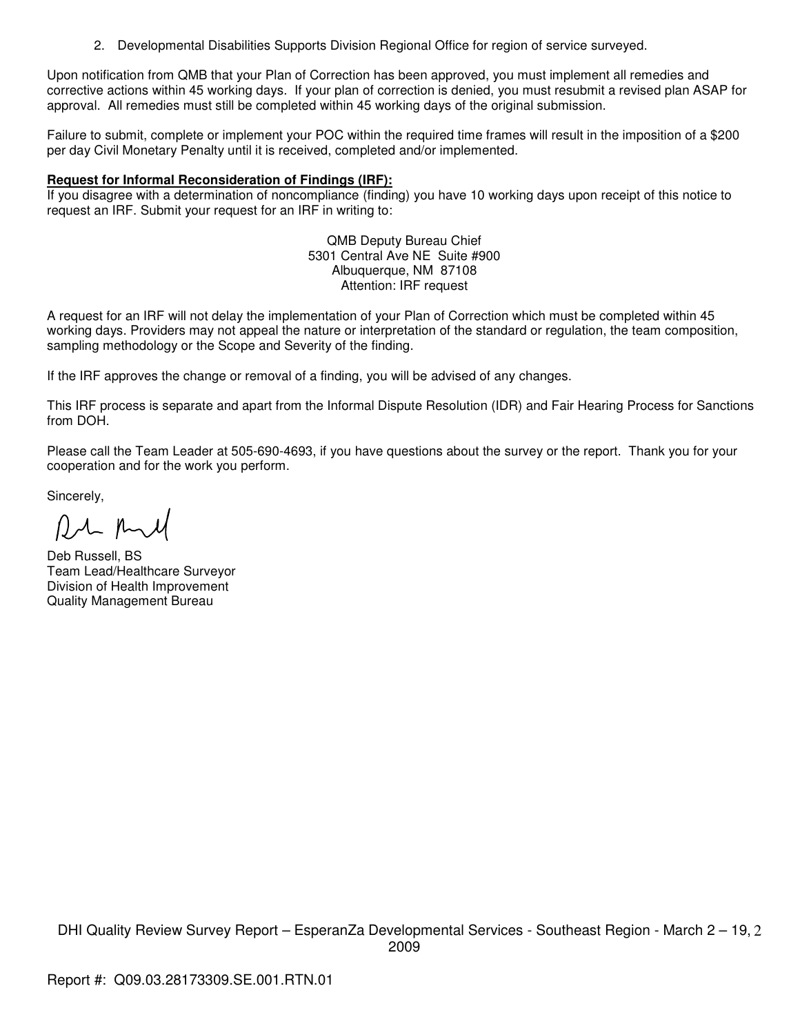2. Developmental Disabilities Supports Division Regional Office for region of service surveyed.

Upon notification from QMB that your Plan of Correction has been approved, you must implement all remedies and corrective actions within 45 working days. If your plan of correction is denied, you must resubmit a revised plan ASAP for approval. All remedies must still be completed within 45 working days of the original submission.

Failure to submit, complete or implement your POC within the required time frames will result in the imposition of a $200 per day Civil Monetary Penalty until it is received, completed and/or implemented.

**Request for Informal Reconsideration of Findings (IRF):**
If you disagree with a determination of noncompliance (finding) you have 10 working days upon receipt of this notice to request an IRF. Submit your request for an IRF in writing to:

QMB Deputy Bureau Chief
5301 Central Ave NE Suite #900
Albuquerque, NM 87108
Attention: IRF request

A request for an IRF will not delay the implementation of your Plan of Correction which must be completed within 45 working days. Providers may not appeal the nature or interpretation of the standard or regulation, the team composition, sampling methodology or the Scope and Severity of the finding.

If the IRF approves the change or removal of a finding, you will be advised of any changes.

This IRF process is separate and apart from the Informal Dispute Resolution (IDR) and Fair Hearing Process for Sanctions from DOH.

Please call the Team Leader at 505-690-4693, if you have questions about the survey or the report. Thank you for your cooperation and for the work you perform.

Sincerely,

Deb Russell, BS
Team Lead/Healthcare Surveyor
Division of Health Improvement
Quality Management Bureau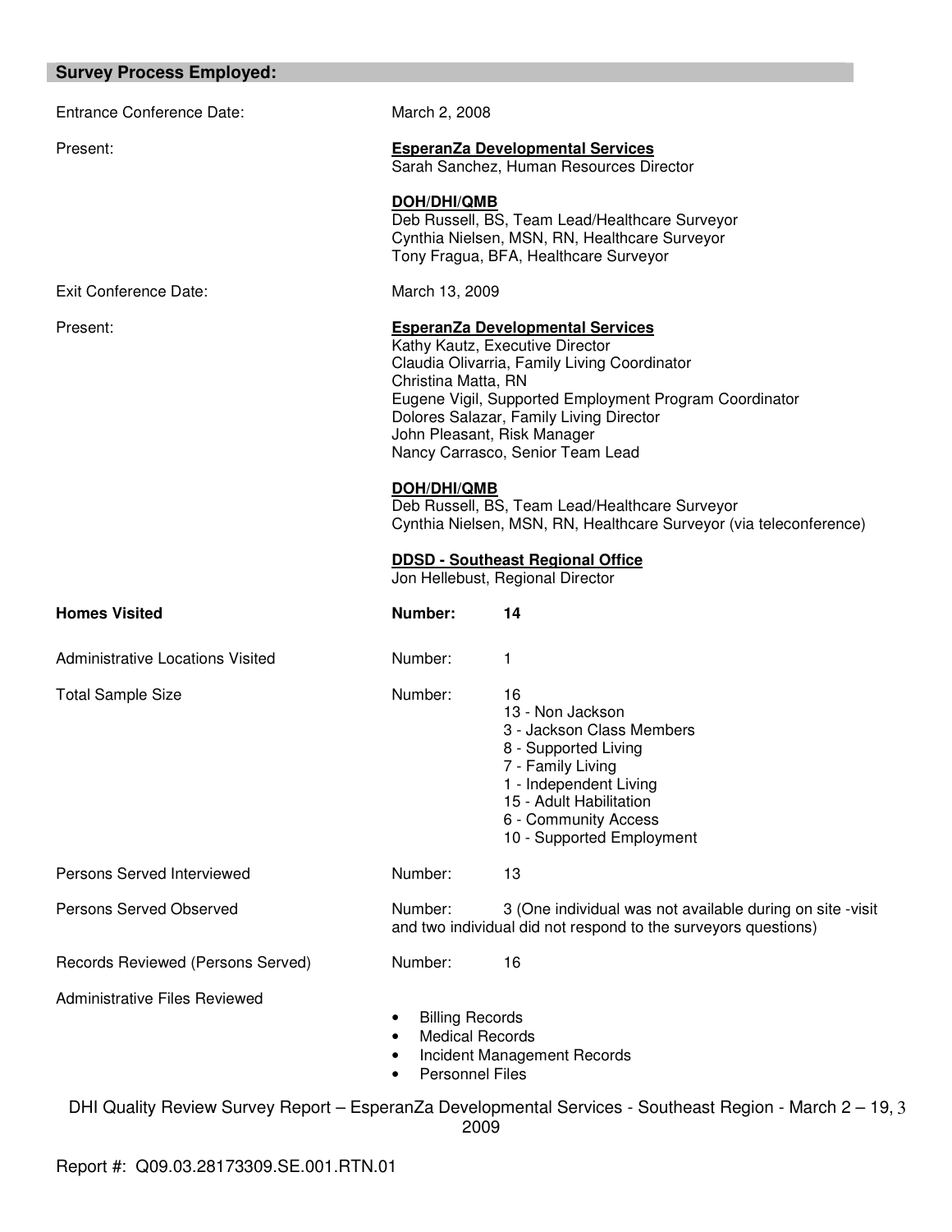## Survey Process Employed:

| | | |
|---|---|---|
| Entrance Conference Date: | March 2, 2008 | |
| Present: | **EsperanZa Developmental Services**<br>Sarah Sanchez, Human Resources Director<br><br>**DOH/DHI/QMB**<br>Deb Russell, BS, Team Lead/Healthcare Surveyor<br>Cynthia Nielsen, MSN, RN, Healthcare Surveyor<br>Tony Fragua, BFA, Healthcare Surveyor | |
| Exit Conference Date: | March 13, 2009 | |
| Present: | **EsperanZa Developmental Services**<br>Kathy Kautz, Executive Director<br>Claudia Olivarria, Family Living Coordinator<br>Christina Matta, RN<br>Eugene Vigil, Supported Employment Program Coordinator<br>Dolores Salazar, Family Living Director<br>John Pleasant, Risk Manager<br>Nancy Carrasco, Senior Team Lead<br><br>**DOH/DHI/QMB**<br>Deb Russell, BS, Team Lead/Healthcare Surveyor<br>Cynthia Nielsen, MSN, RN, Healthcare Surveyor (via teleconference)<br><br>**DDSD - Southeast Regional Office**<br>Jon Hellebust, Regional Director | |
| **Homes Visited** | **Number:** | **14** |
| Administrative Locations Visited | Number: | 1 |
| Total Sample Size | Number: | 16<br>13 - Non Jackson<br>3 - Jackson Class Members<br>8 - Supported Living<br>7 - Family Living<br>1 - Independent Living<br>15 - Adult Habilitation<br>6 - Community Access<br>10 - Supported Employment |
| Persons Served Interviewed | Number: | 13 |
| Persons Served Observed | Number: | 3 (One individual was not available during on site -visit and two individual did not respond to the surveyors questions) |
| Records Reviewed (Persons Served) | Number: | 16 |
| Administrative Files Reviewed | • Billing Records<br>• Medical Records<br>• Incident Management Records<br>• Personnel Files | |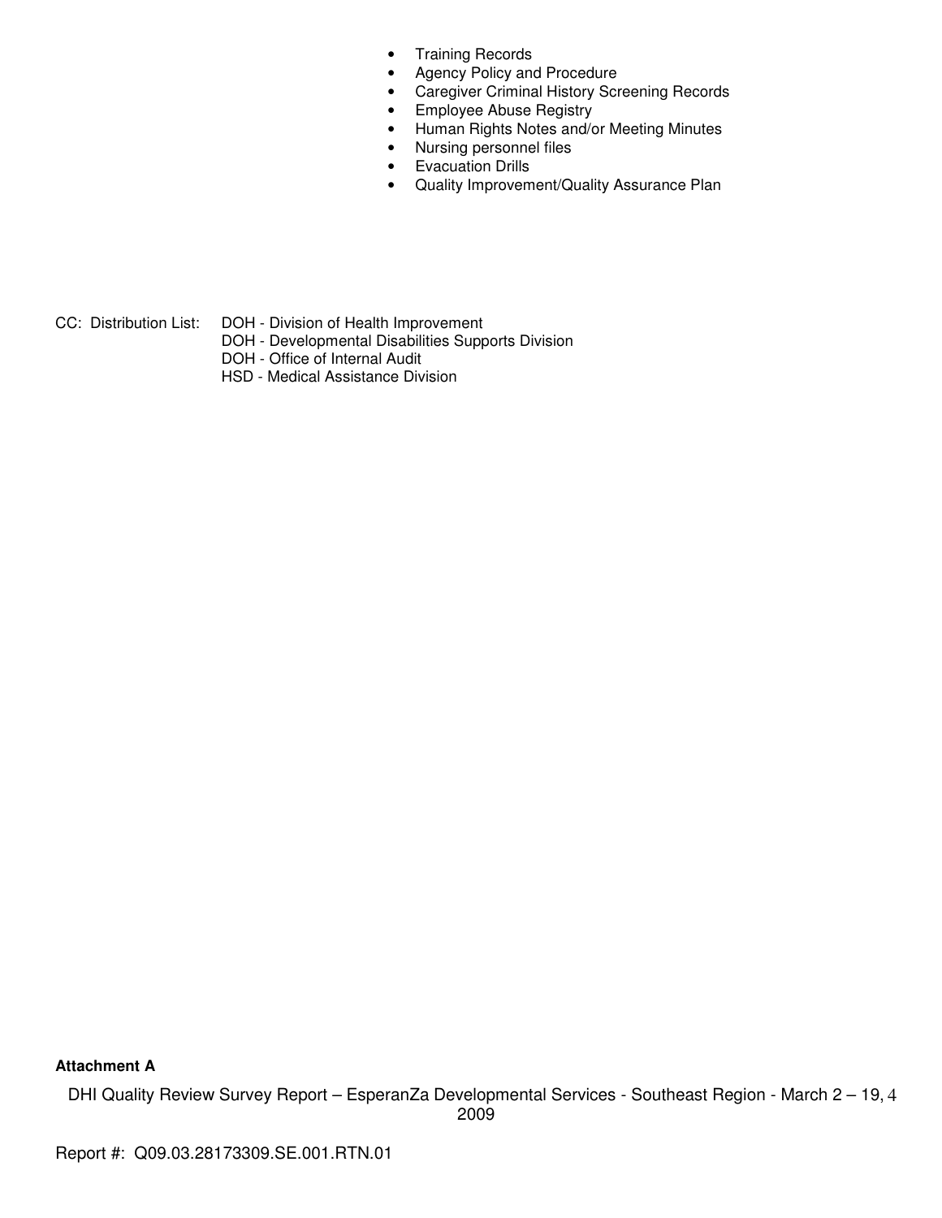- Training Records
- Agency Policy and Procedure
- Caregiver Criminal History Screening Records
- Employee Abuse Registry
- Human Rights Notes and/or Meeting Minutes
- Nursing personnel files
- Evacuation Drills
- Quality Improvement/Quality Assurance Plan

CC: Distribution List:
DOH - Division of Health Improvement
DOH - Developmental Disabilities Supports Division
DOH - Office of Internal Audit
HSD - Medical Assistance Division

**Attachment A**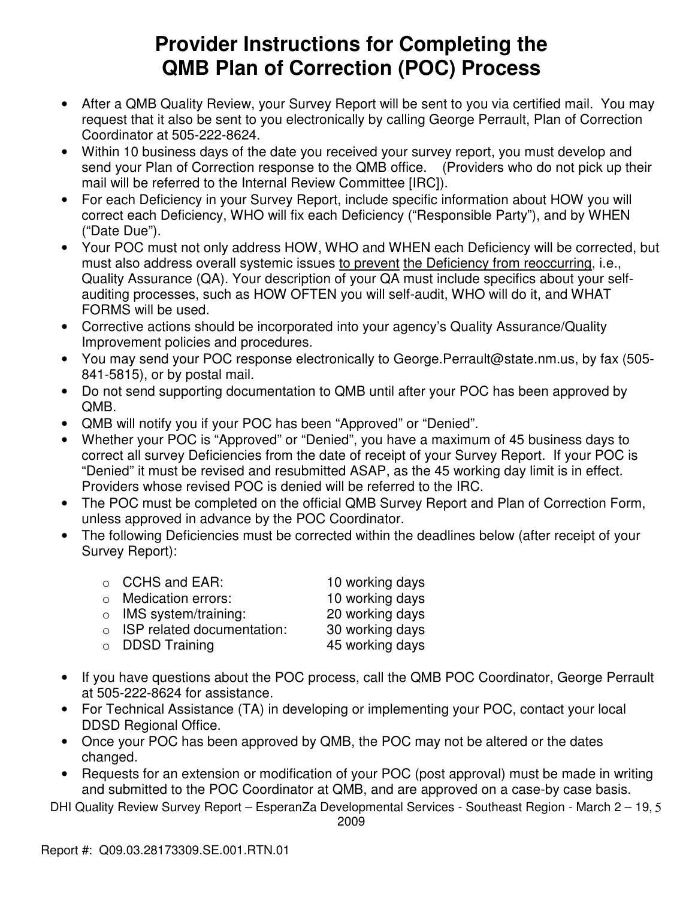# Provider Instructions for Completing the QMB Plan of Correction (POC) Process

- After a QMB Quality Review, your Survey Report will be sent to you via certified mail. You may request that it also be sent to you electronically by calling George Perrault, Plan of Correction Coordinator at 505-222-8624.
- Within 10 business days of the date you received your survey report, you must develop and send your Plan of Correction response to the QMB office. (Providers who do not pick up their mail will be referred to the Internal Review Committee [IRC]).
- For each Deficiency in your Survey Report, include specific information about HOW you will correct each Deficiency, WHO will fix each Deficiency ("Responsible Party"), and by WHEN ("Date Due").
- Your POC must not only address HOW, WHO and WHEN each Deficiency will be corrected, but must also address overall systemic issues to prevent the Deficiency from reoccurring, i.e., Quality Assurance (QA). Your description of your QA must include specifics about your self-auditing processes, such as HOW OFTEN you will self-audit, WHO will do it, and WHAT FORMS will be used.
- Corrective actions should be incorporated into your agency's Quality Assurance/Quality Improvement policies and procedures.
- You may send your POC response electronically to George.Perrault@state.nm.us, by fax (505-841-5815), or by postal mail.
- Do not send supporting documentation to QMB until after your POC has been approved by QMB.
- QMB will notify you if your POC has been "Approved" or "Denied".
- Whether your POC is "Approved" or "Denied", you have a maximum of 45 business days to correct all survey Deficiencies from the date of receipt of your Survey Report. If your POC is "Denied" it must be revised and resubmitted ASAP, as the 45 working day limit is in effect. Providers whose revised POC is denied will be referred to the IRC.
- The POC must be completed on the official QMB Survey Report and Plan of Correction Form, unless approved in advance by the POC Coordinator.
- The following Deficiencies must be corrected within the deadlines below (after receipt of your Survey Report):
  - CCHS and EAR: 10 working days
  - Medication errors: 10 working days
  - IMS system/training: 20 working days
  - ISP related documentation: 30 working days
  - DDSD Training 45 working days
- If you have questions about the POC process, call the QMB POC Coordinator, George Perrault at 505-222-8624 for assistance.
- For Technical Assistance (TA) in developing or implementing your POC, contact your local DDSD Regional Office.
- Once your POC has been approved by QMB, the POC may not be altered or the dates changed.
- Requests for an extension or modification of your POC (post approval) must be made in writing and submitted to the POC Coordinator at QMB, and are approved on a case-by case basis.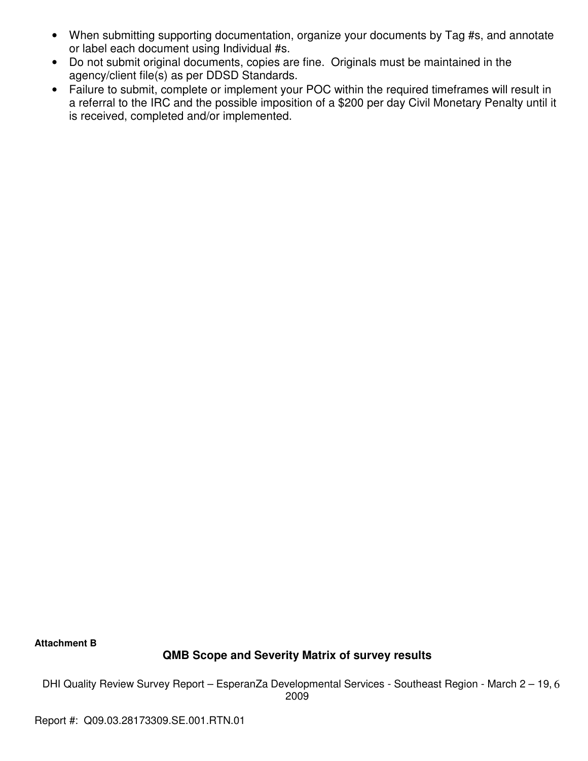- When submitting supporting documentation, organize your documents by Tag #s, and annotate or label each document using Individual #s.
- Do not submit original documents, copies are fine. Originals must be maintained in the agency/client file(s) as per DDSD Standards.
- Failure to submit, complete or implement your POC within the required timeframes will result in a referral to the IRC and the possible imposition of a $200 per day Civil Monetary Penalty until it is received, completed and/or implemented.

**Attachment B**

**QMB Scope and Severity Matrix of survey results**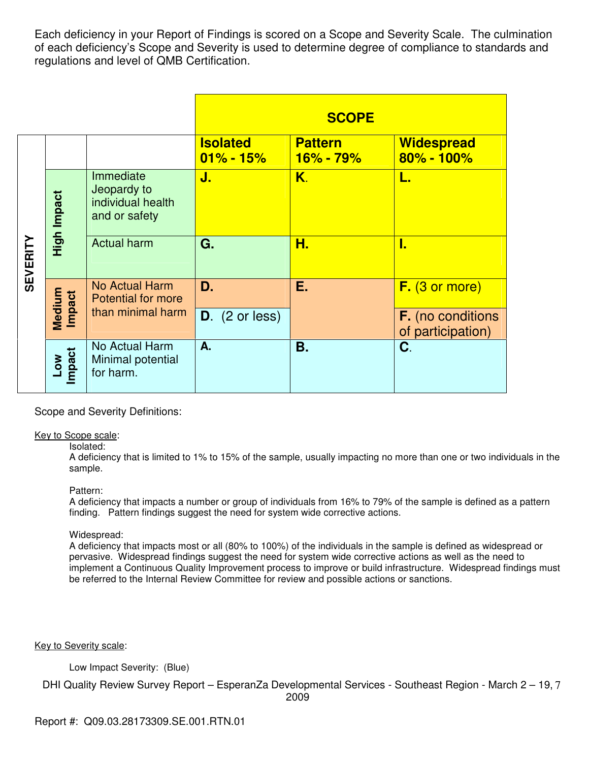Each deficiency in your Report of Findings is scored on a Scope and Severity Scale. The culmination of each deficiency's Scope and Severity is used to determine degree of compliance to standards and regulations and level of QMB Certification.

| | | | SCOPE | | |
|---|---|---|---|---|---|
| | | | **Isolated 01% - 15%** | **Pattern 16% - 79%** | **Widespread 80% - 100%** |
| **SEVERITY** | **High Impact** | Immediate Jeopardy to individual health and or safety | **J.** | **K.** | **L.** |
| | **High Impact** | Actual harm | **G.** | **H.** | **I.** |
| | **Medium Impact** | No Actual Harm Potential for more than minimal harm | **D.** | **E.** | **F.** (3 or more) |
| | **Medium Impact** | | **D.** (2 or less) | | **F.** (no conditions of participation) |
| | **Low Impact** | No Actual Harm Minimal potential for harm. | **A.** | **B.** | **C.** |

Scope and Severity Definitions:

Key to Scope scale:

Isolated:
A deficiency that is limited to 1% to 15% of the sample, usually impacting no more than one or two individuals in the sample.

Pattern:
A deficiency that impacts a number or group of individuals from 16% to 79% of the sample is defined as a pattern finding. Pattern findings suggest the need for system wide corrective actions.

Widespread:
A deficiency that impacts most or all (80% to 100%) of the individuals in the sample is defined as widespread or pervasive. Widespread findings suggest the need for system wide corrective actions as well as the need to implement a Continuous Quality Improvement process to improve or build infrastructure. Widespread findings must be referred to the Internal Review Committee for review and possible actions or sanctions.

Key to Severity scale:

Low Impact Severity: (Blue)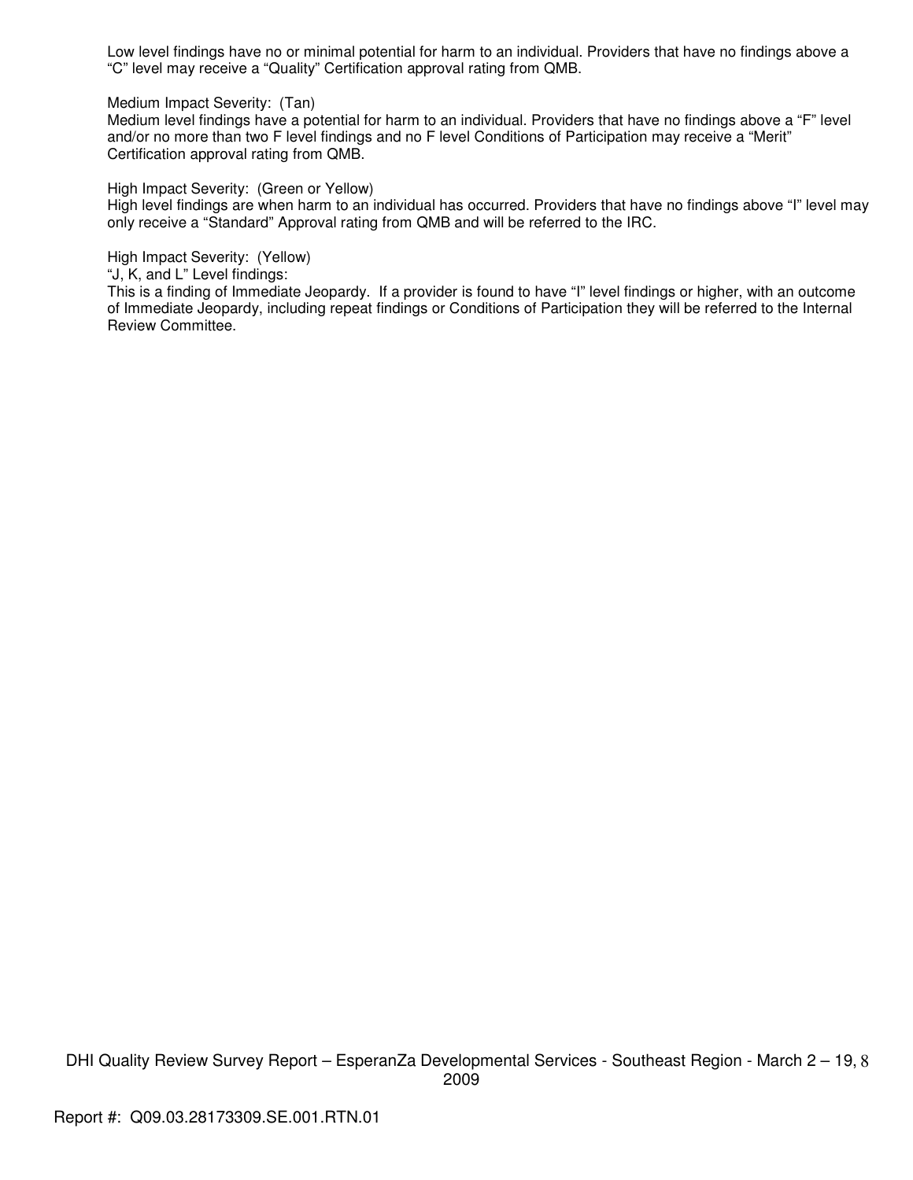Low level findings have no or minimal potential for harm to an individual. Providers that have no findings above a "C" level may receive a "Quality" Certification approval rating from QMB.

Medium Impact Severity: (Tan)
Medium level findings have a potential for harm to an individual. Providers that have no findings above a "F" level and/or no more than two F level findings and no F level Conditions of Participation may receive a "Merit" Certification approval rating from QMB.

High Impact Severity: (Green or Yellow)
High level findings are when harm to an individual has occurred. Providers that have no findings above "I" level may only receive a "Standard" Approval rating from QMB and will be referred to the IRC.

High Impact Severity: (Yellow)
"J, K, and L" Level findings:
This is a finding of Immediate Jeopardy. If a provider is found to have "I" level findings or higher, with an outcome of Immediate Jeopardy, including repeat findings or Conditions of Participation they will be referred to the Internal Review Committee.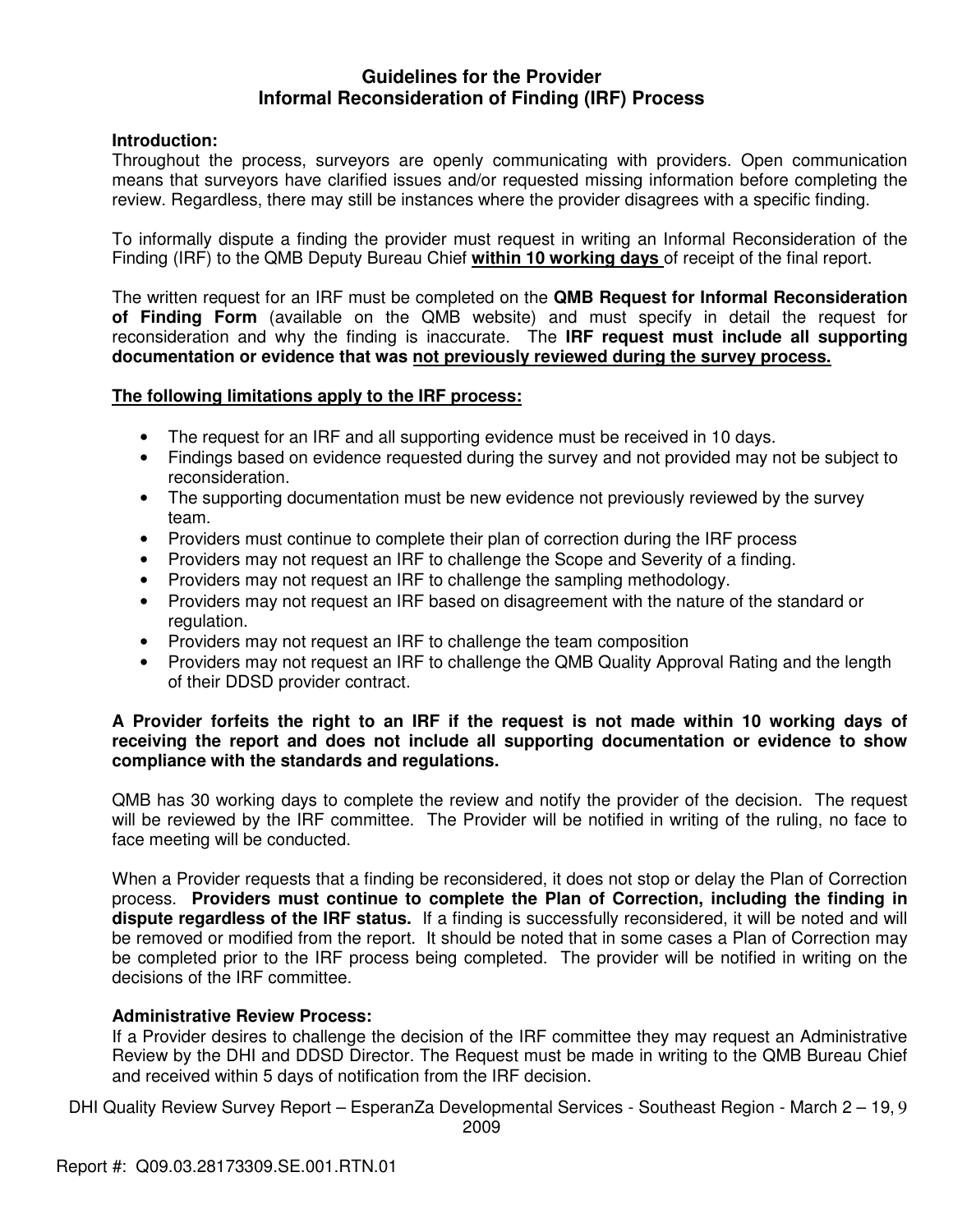## Guidelines for the Provider
## Informal Reconsideration of Finding (IRF) Process

**Introduction:**
Throughout the process, surveyors are openly communicating with providers. Open communication means that surveyors have clarified issues and/or requested missing information before completing the review. Regardless, there may still be instances where the provider disagrees with a specific finding.

To informally dispute a finding the provider must request in writing an Informal Reconsideration of the Finding (IRF) to the QMB Deputy Bureau Chief **within 10 working days** of receipt of the final report.

The written request for an IRF must be completed on the **QMB Request for Informal Reconsideration of Finding Form** (available on the QMB website) and must specify in detail the request for reconsideration and why the finding is inaccurate. The **IRF request must include all supporting documentation or evidence that was not previously reviewed during the survey process.**

**The following limitations apply to the IRF process:**

- The request for an IRF and all supporting evidence must be received in 10 days.
- Findings based on evidence requested during the survey and not provided may not be subject to reconsideration.
- The supporting documentation must be new evidence not previously reviewed by the survey team.
- Providers must continue to complete their plan of correction during the IRF process
- Providers may not request an IRF to challenge the Scope and Severity of a finding.
- Providers may not request an IRF to challenge the sampling methodology.
- Providers may not request an IRF based on disagreement with the nature of the standard or regulation.
- Providers may not request an IRF to challenge the team composition
- Providers may not request an IRF to challenge the QMB Quality Approval Rating and the length of their DDSD provider contract.

**A Provider forfeits the right to an IRF if the request is not made within 10 working days of receiving the report and does not include all supporting documentation or evidence to show compliance with the standards and regulations.**

QMB has 30 working days to complete the review and notify the provider of the decision. The request will be reviewed by the IRF committee. The Provider will be notified in writing of the ruling, no face to face meeting will be conducted.

When a Provider requests that a finding be reconsidered, it does not stop or delay the Plan of Correction process. **Providers must continue to complete the Plan of Correction, including the finding in dispute regardless of the IRF status.** If a finding is successfully reconsidered, it will be noted and will be removed or modified from the report. It should be noted that in some cases a Plan of Correction may be completed prior to the IRF process being completed. The provider will be notified in writing on the decisions of the IRF committee.

**Administrative Review Process:**
If a Provider desires to challenge the decision of the IRF committee they may request an Administrative Review by the DHI and DDSD Director. The Request must be made in writing to the QMB Bureau Chief and received within 5 days of notification from the IRF decision.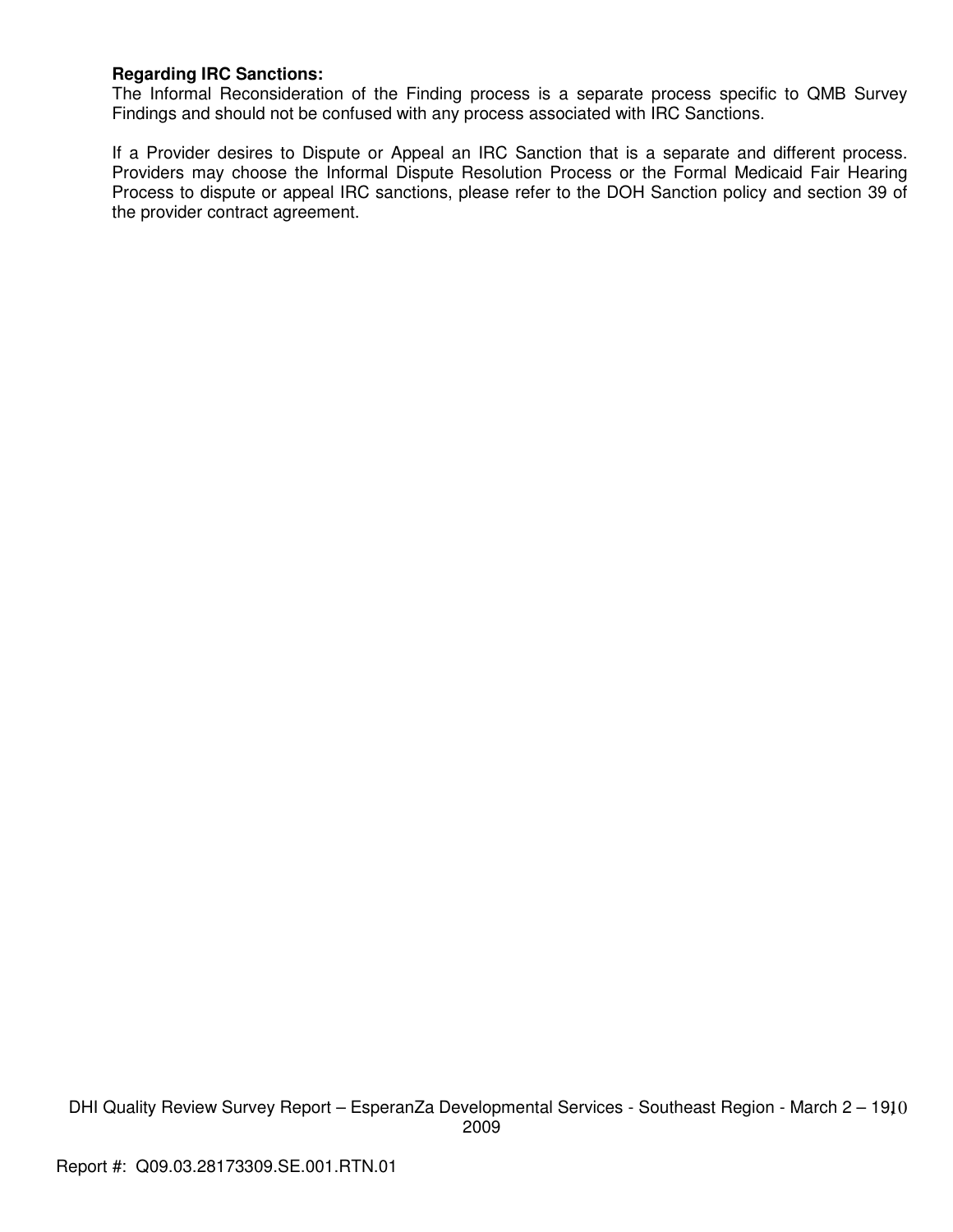**Regarding IRC Sanctions:**
The Informal Reconsideration of the Finding process is a separate process specific to QMB Survey Findings and should not be confused with any process associated with IRC Sanctions.

If a Provider desires to Dispute or Appeal an IRC Sanction that is a separate and different process. Providers may choose the Informal Dispute Resolution Process or the Formal Medicaid Fair Hearing Process to dispute or appeal IRC sanctions, please refer to the DOH Sanction policy and section 39 of the provider contract agreement.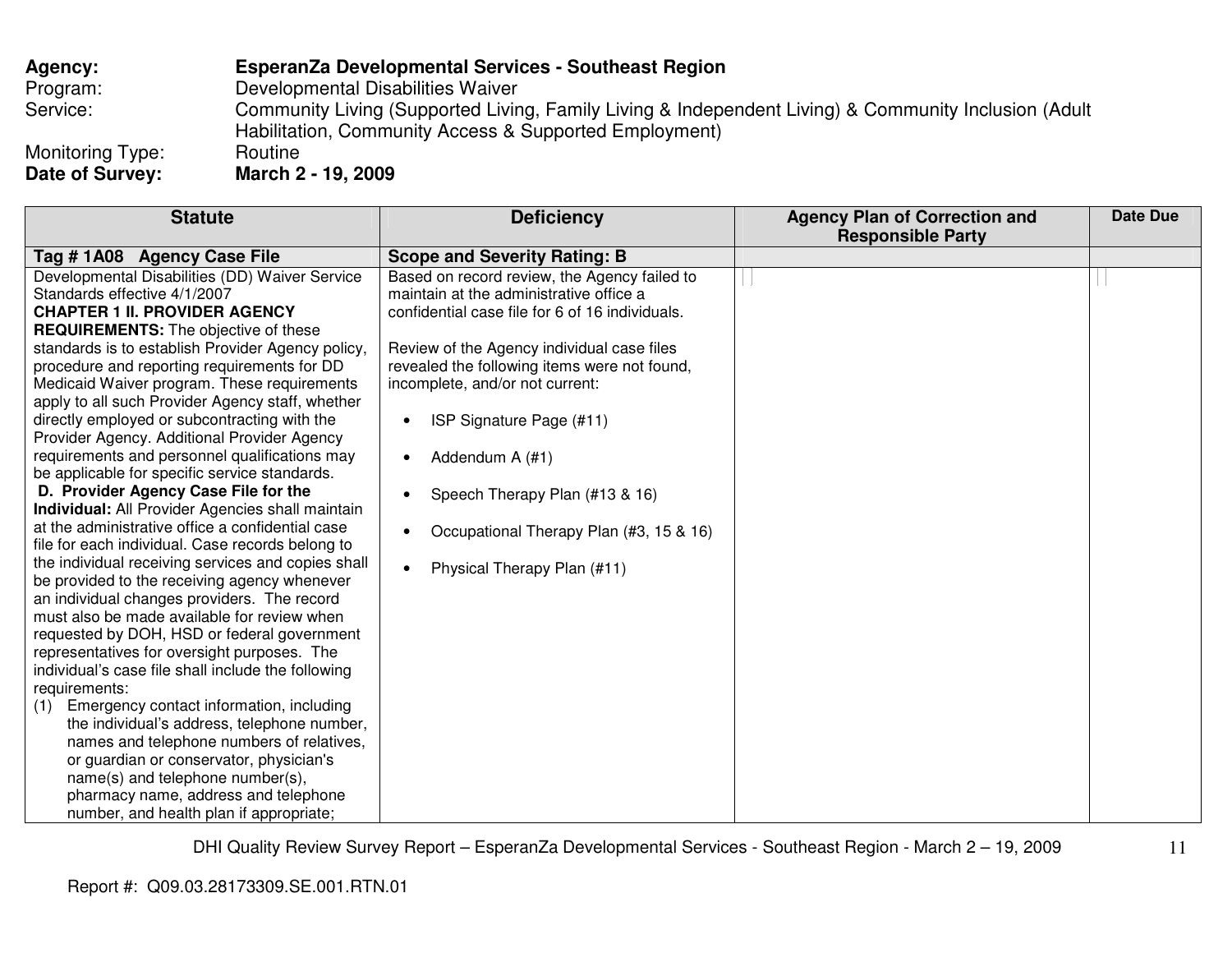**Agency:** **EsperanZa Developmental Services - Southeast Region**
Program: Developmental Disabilities Waiver
Service: Community Living (Supported Living, Family Living & Independent Living) & Community Inclusion (Adult Habilitation, Community Access & Supported Employment)
Monitoring Type: Routine
**Date of Survey:** **March 2 - 19, 2009**

| Statute | Deficiency | Agency Plan of Correction and Responsible Party | Date Due |
|---|---|---|---|
| **Tag # 1A08 Agency Case File** | **Scope and Severity Rating: B** | | |
| Developmental Disabilities (DD) Waiver Service Standards effective 4/1/2007<br>**CHAPTER 1 II. PROVIDER AGENCY REQUIREMENTS:** The objective of these standards is to establish Provider Agency policy, procedure and reporting requirements for DD Medicaid Waiver program. These requirements apply to all such Provider Agency staff, whether directly employed or subcontracting with the Provider Agency. Additional Provider Agency requirements and personnel qualifications may be applicable for specific service standards.<br>**D. Provider Agency Case File for the Individual:** All Provider Agencies shall maintain at the administrative office a confidential case file for each individual. Case records belong to the individual receiving services and copies shall be provided to the receiving agency whenever an individual changes providers. The record must also be made available for review when requested by DOH, HSD or federal government representatives for oversight purposes. The individual's case file shall include the following requirements:<br>(1) Emergency contact information, including the individual's address, telephone number, names and telephone numbers of relatives, or guardian or conservator, physician's name(s) and telephone number(s), pharmacy name, address and telephone number, and health plan if appropriate; | Based on record review, the Agency failed to maintain at the administrative office a confidential case file for 6 of 16 individuals.<br><br>Review of the Agency individual case files revealed the following items were not found, incomplete, and/or not current:<br><br>• ISP Signature Page (#11)<br>• Addendum A (#1)<br>• Speech Therapy Plan (#13 & 16)<br>• Occupational Therapy Plan (#3, 15 & 16)<br>• Physical Therapy Plan (#11) | | |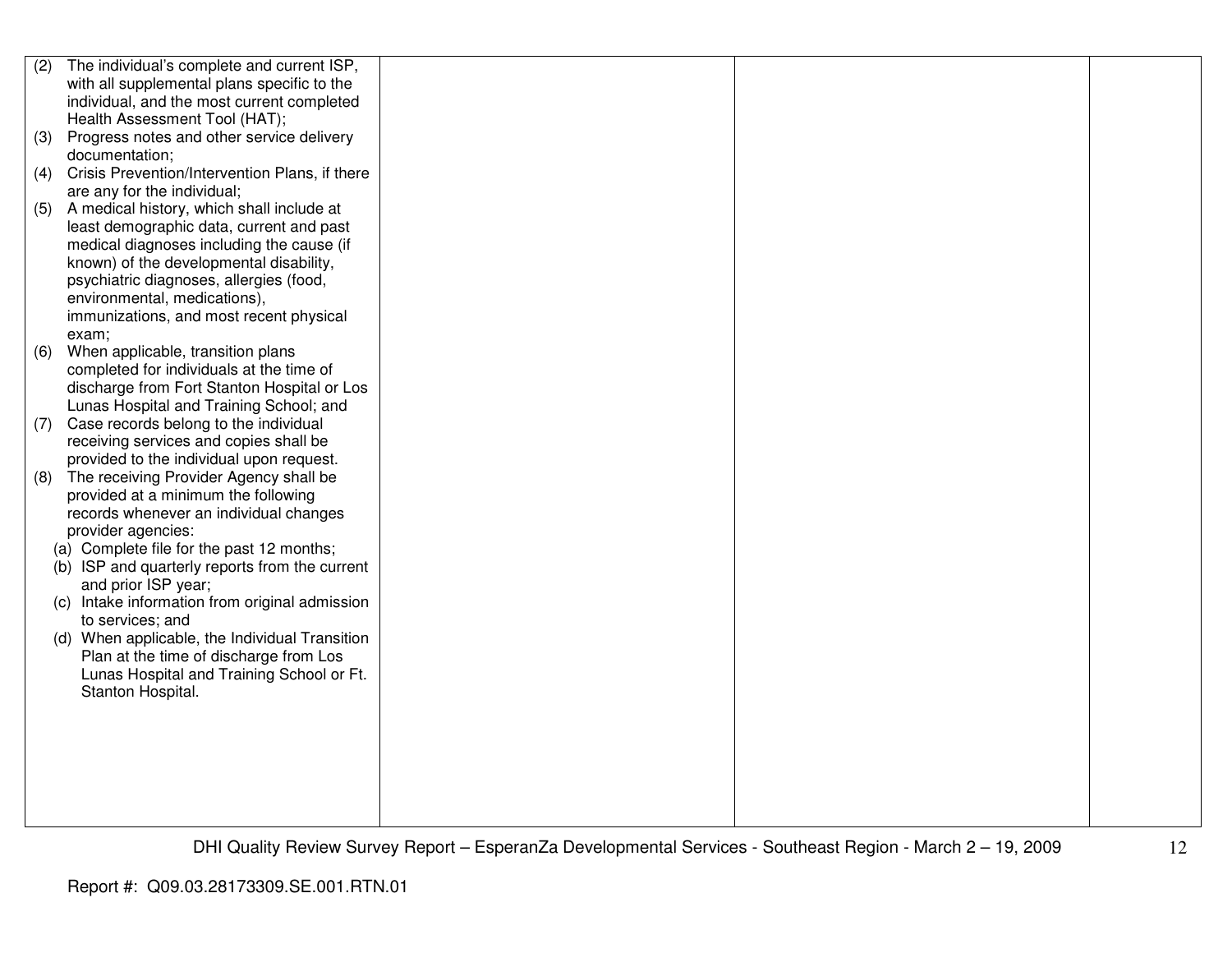| | | | |
|---|---|---|---|
| (2) The individual's complete and current ISP, with all supplemental plans specific to the individual, and the most current completed Health Assessment Tool (HAT);<br>(3) Progress notes and other service delivery documentation;<br>(4) Crisis Prevention/Intervention Plans, if there are any for the individual;<br>(5) A medical history, which shall include at least demographic data, current and past medical diagnoses including the cause (if known) of the developmental disability, psychiatric diagnoses, allergies (food, environmental, medications), immunizations, and most recent physical exam;<br>(6) When applicable, transition plans completed for individuals at the time of discharge from Fort Stanton Hospital or Los Lunas Hospital and Training School; and<br>(7) Case records belong to the individual receiving services and copies shall be provided to the individual upon request.<br>(8) The receiving Provider Agency shall be provided at a minimum the following records whenever an individual changes provider agencies:<br>(a) Complete file for the past 12 months;<br>(b) ISP and quarterly reports from the current and prior ISP year;<br>(c) Intake information from original admission to services; and<br>(d) When applicable, the Individual Transition Plan at the time of discharge from Los Lunas Hospital and Training School or Ft. Stanton Hospital. | | | |

Report #: Q09.03.28173309.SE.001.RTN.01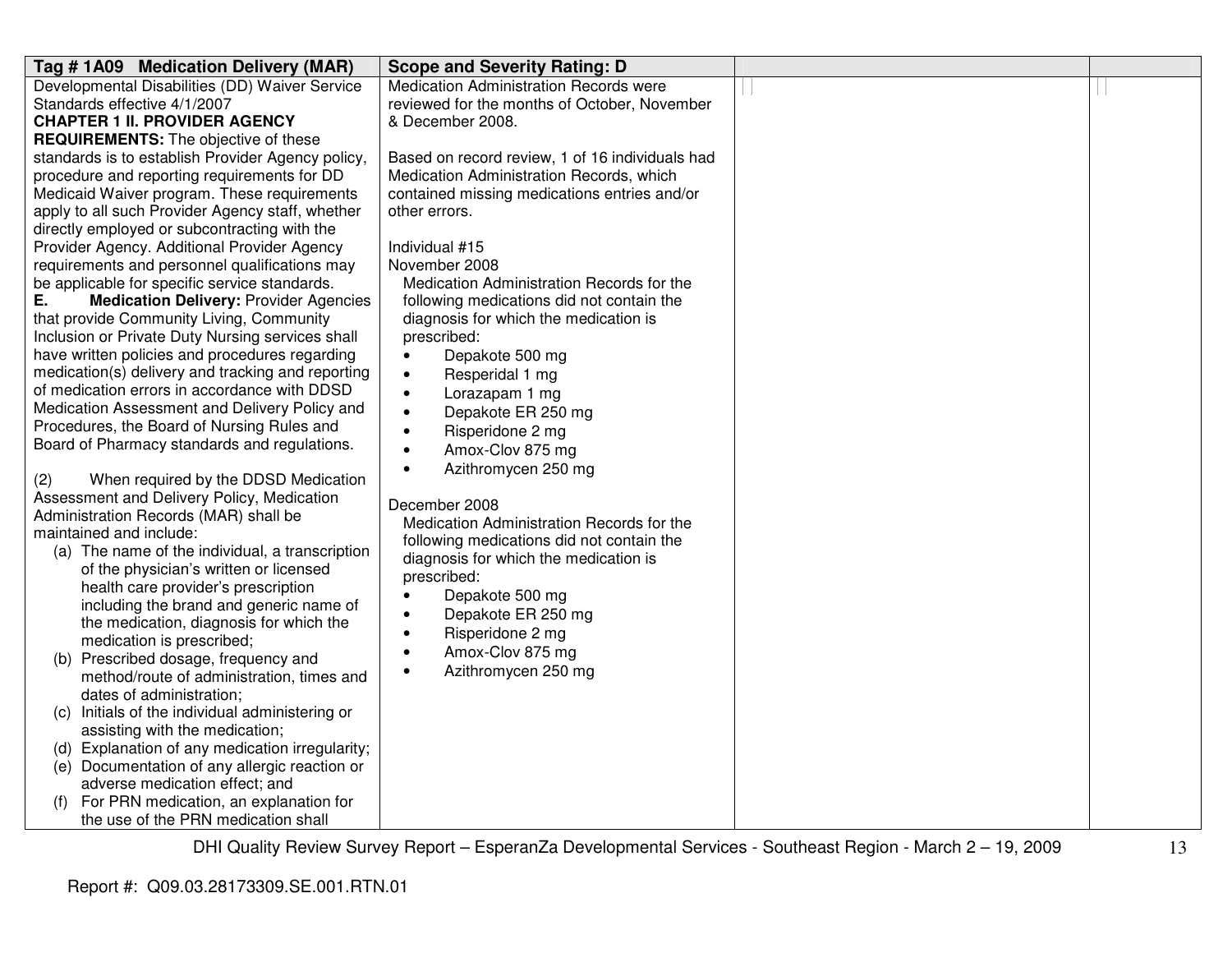| Tag # 1A09 Medication Delivery (MAR) | Scope and Severity Rating: D | | |
|---|---|---|---|
| Developmental Disabilities (DD) Waiver Service Standards effective 4/1/2007<br>**CHAPTER 1 II. PROVIDER AGENCY REQUIREMENTS:** The objective of these standards is to establish Provider Agency policy, procedure and reporting requirements for DD Medicaid Waiver program. These requirements apply to all such Provider Agency staff, whether directly employed or subcontracting with the Provider Agency. Additional Provider Agency requirements and personnel qualifications may be applicable for specific service standards.<br>**E. Medication Delivery:** Provider Agencies that provide Community Living, Community Inclusion or Private Duty Nursing services shall have written policies and procedures regarding medication(s) delivery and tracking and reporting of medication errors in accordance with DDSD Medication Assessment and Delivery Policy and Procedures, the Board of Nursing Rules and Board of Pharmacy standards and regulations.<br><br>(2) When required by the DDSD Medication Assessment and Delivery Policy, Medication Administration Records (MAR) shall be maintained and include:<br>(a) The name of the individual, a transcription of the physician's written or licensed health care provider's prescription including the brand and generic name of the medication, diagnosis for which the medication is prescribed;<br>(b) Prescribed dosage, frequency and method/route of administration, times and dates of administration;<br>(c) Initials of the individual administering or assisting with the medication;<br>(d) Explanation of any medication irregularity;<br>(e) Documentation of any allergic reaction or adverse medication effect; and<br>(f) For PRN medication, an explanation for the use of the PRN medication shall | Medication Administration Records were reviewed for the months of October, November & December 2008.<br><br>Based on record review, 1 of 16 individuals had Medication Administration Records, which contained missing medications entries and/or other errors.<br><br>Individual #15<br>November 2008<br>Medication Administration Records for the following medications did not contain the diagnosis for which the medication is prescribed:<br>• Depakote 500 mg<br>• Resperidal 1 mg<br>• Lorazapam 1 mg<br>• Depakote ER 250 mg<br>• Risperidone 2 mg<br>• Amox-Clov 875 mg<br>• Azithromycen 250 mg<br><br>December 2008<br>Medication Administration Records for the following medications did not contain the diagnosis for which the medication is prescribed:<br>• Depakote 500 mg<br>• Depakote ER 250 mg<br>• Risperidone 2 mg<br>• Amox-Clov 875 mg<br>• Azithromycen 250 mg | | |

DHI Quality Review Survey Report – EsperanZa Developmental Services - Southeast Region - March 2 – 19, 2009

Report #: Q09.03.28173309.SE.001.RTN.01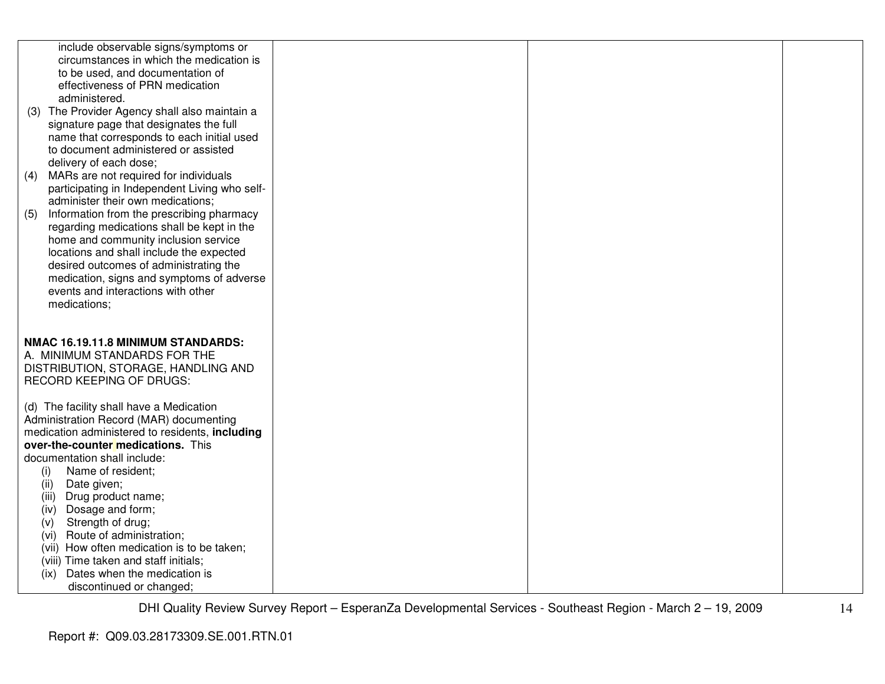| | | | |
|---|---|---|---|
| include observable signs/symptoms or circumstances in which the medication is to be used, and documentation of effectiveness of PRN medication administered.<br>(3) The Provider Agency shall also maintain a signature page that designates the full name that corresponds to each initial used to document administered or assisted delivery of each dose;<br>(4) MARs are not required for individuals participating in Independent Living who self-administer their own medications;<br>(5) Information from the prescribing pharmacy regarding medications shall be kept in the home and community inclusion service locations and shall include the expected desired outcomes of administrating the medication, signs and symptoms of adverse events and interactions with other medications;<br><br>**NMAC 16.19.11.8 MINIMUM STANDARDS:**<br>A. MINIMUM STANDARDS FOR THE DISTRIBUTION, STORAGE, HANDLING AND RECORD KEEPING OF DRUGS:<br><br>(d) The facility shall have a Medication Administration Record (MAR) documenting medication administered to residents, **including over-the-counter medications.** This documentation shall include:<br>(i) Name of resident;<br>(ii) Date given;<br>(iii) Drug product name;<br>(iv) Dosage and form;<br>(v) Strength of drug;<br>(vi) Route of administration;<br>(vii) How often medication is to be taken;<br>(viii) Time taken and staff initials;<br>(ix) Dates when the medication is discontinued or changed; | | | |

DHI Quality Review Survey Report – EsperanZa Developmental Services - Southeast Region - March 2 – 19, 2009

Report #: Q09.03.28173309.SE.001.RTN.01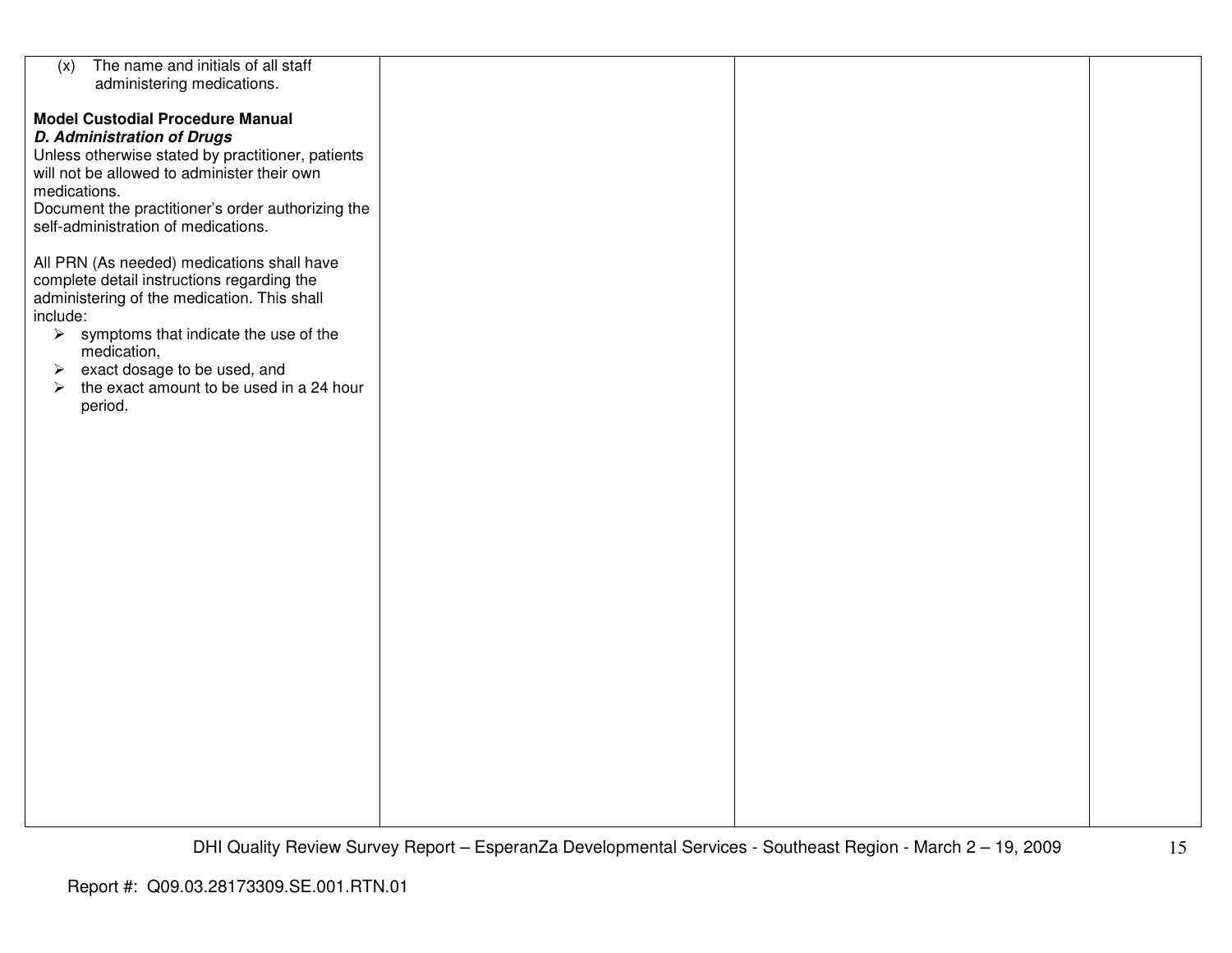| | | | |
|---|---|---|---|
| (x) The name and initials of all staff administering medications.<br><br>**Model Custodial Procedure Manual**<br>***D. Administration of Drugs***<br>Unless otherwise stated by practitioner, patients will not be allowed to administer their own medications.<br>Document the practitioner's order authorizing the self-administration of medications.<br><br>All PRN (As needed) medications shall have complete detail instructions regarding the administering of the medication. This shall include:<br>➢ symptoms that indicate the use of the medication,<br>➢ exact dosage to be used, and<br>➢ the exact amount to be used in a 24 hour period. | | | |

Report #: Q09.03.28173309.SE.001.RTN.01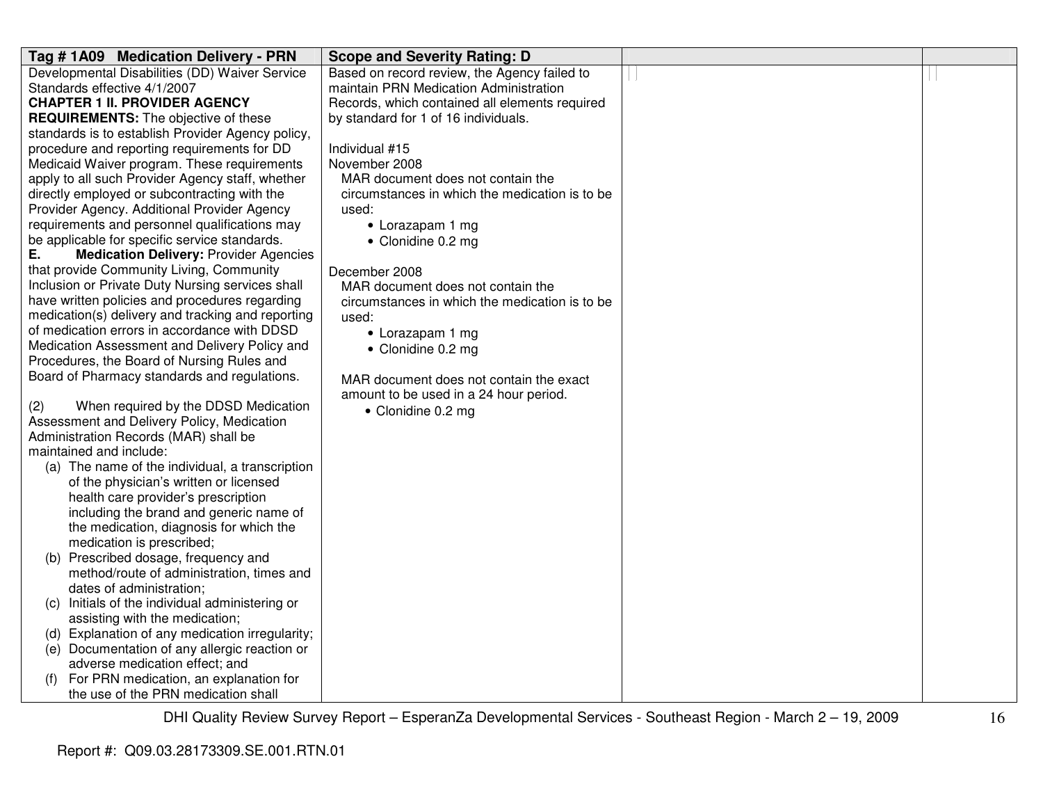| Tag # 1A09 Medication Delivery - PRN | Scope and Severity Rating: D | | |
|---|---|---|---|
| Developmental Disabilities (DD) Waiver Service Standards effective 4/1/2007<br>**CHAPTER 1 II. PROVIDER AGENCY REQUIREMENTS:** The objective of these standards is to establish Provider Agency policy, procedure and reporting requirements for DD Medicaid Waiver program. These requirements apply to all such Provider Agency staff, whether directly employed or subcontracting with the Provider Agency. Additional Provider Agency requirements and personnel qualifications may be applicable for specific service standards.<br>**E. Medication Delivery:** Provider Agencies that provide Community Living, Community Inclusion or Private Duty Nursing services shall have written policies and procedures regarding medication(s) delivery and tracking and reporting of medication errors in accordance with DDSD Medication Assessment and Delivery Policy and Procedures, the Board of Nursing Rules and Board of Pharmacy standards and regulations.<br><br>(2) When required by the DDSD Medication Assessment and Delivery Policy, Medication Administration Records (MAR) shall be maintained and include:<br>(a) The name of the individual, a transcription of the physician's written or licensed health care provider's prescription including the brand and generic name of the medication, diagnosis for which the medication is prescribed;<br>(b) Prescribed dosage, frequency and method/route of administration, times and dates of administration;<br>(c) Initials of the individual administering or assisting with the medication;<br>(d) Explanation of any medication irregularity;<br>(e) Documentation of any allergic reaction or adverse medication effect; and<br>(f) For PRN medication, an explanation for the use of the PRN medication shall | Based on record review, the Agency failed to maintain PRN Medication Administration Records, which contained all elements required by standard for 1 of 16 individuals.<br><br>Individual #15<br>November 2008<br>MAR document does not contain the circumstances in which the medication is to be used:<br>• Lorazapam 1 mg<br>• Clonidine 0.2 mg<br><br>December 2008<br>MAR document does not contain the circumstances in which the medication is to be used:<br>• Lorazapam 1 mg<br>• Clonidine 0.2 mg<br><br>MAR document does not contain the exact amount to be used in a 24 hour period.<br>• Clonidine 0.2 mg | | |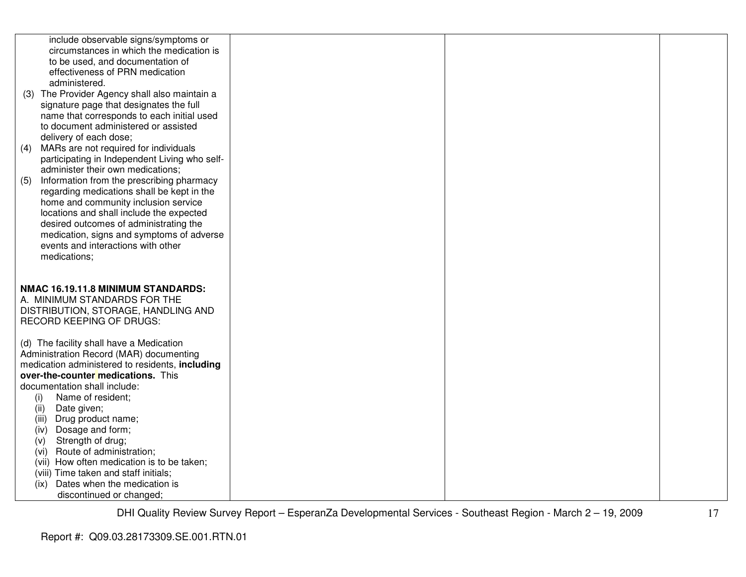| | | | |
|---|---|---|---|
| include observable signs/symptoms or circumstances in which the medication is to be used, and documentation of effectiveness of PRN medication administered.<br>(3) The Provider Agency shall also maintain a signature page that designates the full name that corresponds to each initial used to document administered or assisted delivery of each dose;<br>(4) MARs are not required for individuals participating in Independent Living who self-administer their own medications;<br>(5) Information from the prescribing pharmacy regarding medications shall be kept in the home and community inclusion service locations and shall include the expected desired outcomes of administrating the medication, signs and symptoms of adverse events and interactions with other medications;<br><br>**NMAC 16.19.11.8 MINIMUM STANDARDS:**<br>A. MINIMUM STANDARDS FOR THE DISTRIBUTION, STORAGE, HANDLING AND RECORD KEEPING OF DRUGS:<br><br>(d) The facility shall have a Medication Administration Record (MAR) documenting medication administered to residents, **including over-the-counter medications.** This documentation shall include:<br>(i) Name of resident;<br>(ii) Date given;<br>(iii) Drug product name;<br>(iv) Dosage and form;<br>(v) Strength of drug;<br>(vi) Route of administration;<br>(vii) How often medication is to be taken;<br>(viii) Time taken and staff initials;<br>(ix) Dates when the medication is discontinued or changed; | | | |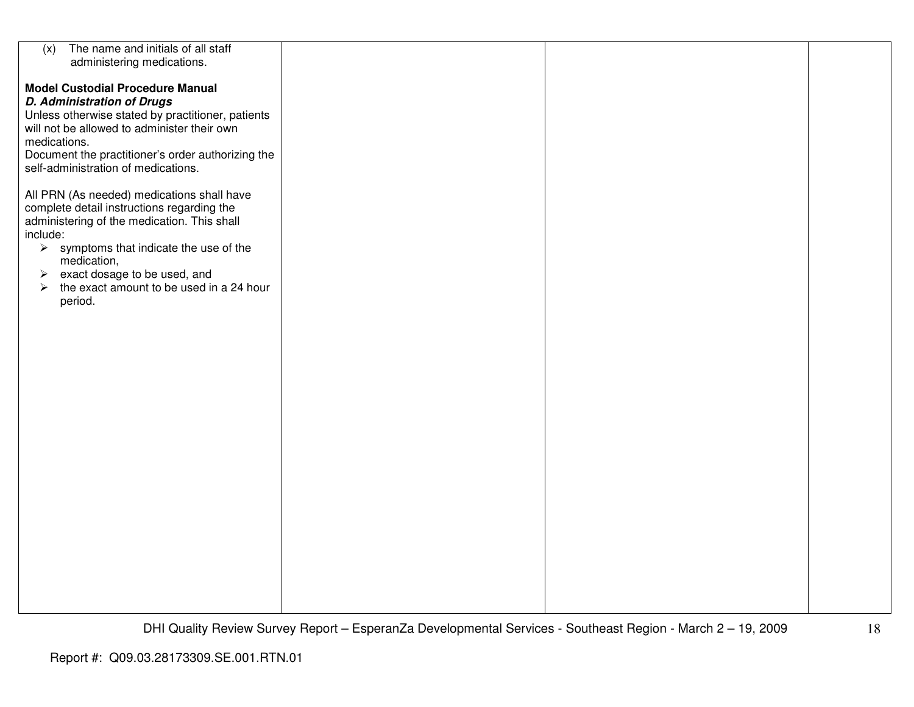| | | | |
|---|---|---|---|
| (x) The name and initials of all staff administering medications.<br><br>**Model Custodial Procedure Manual**<br>***D. Administration of Drugs***<br>Unless otherwise stated by practitioner, patients will not be allowed to administer their own medications.<br>Document the practitioner's order authorizing the self-administration of medications.<br><br>All PRN (As needed) medications shall have complete detail instructions regarding the administering of the medication. This shall include:<br>➢ symptoms that indicate the use of the medication,<br>➢ exact dosage to be used, and<br>➢ the exact amount to be used in a 24 hour period. | | | |

DHI Quality Review Survey Report – EsperanZa Developmental Services - Southeast Region - March 2 – 19, 2009

Report #: Q09.03.28173309.SE.001.RTN.01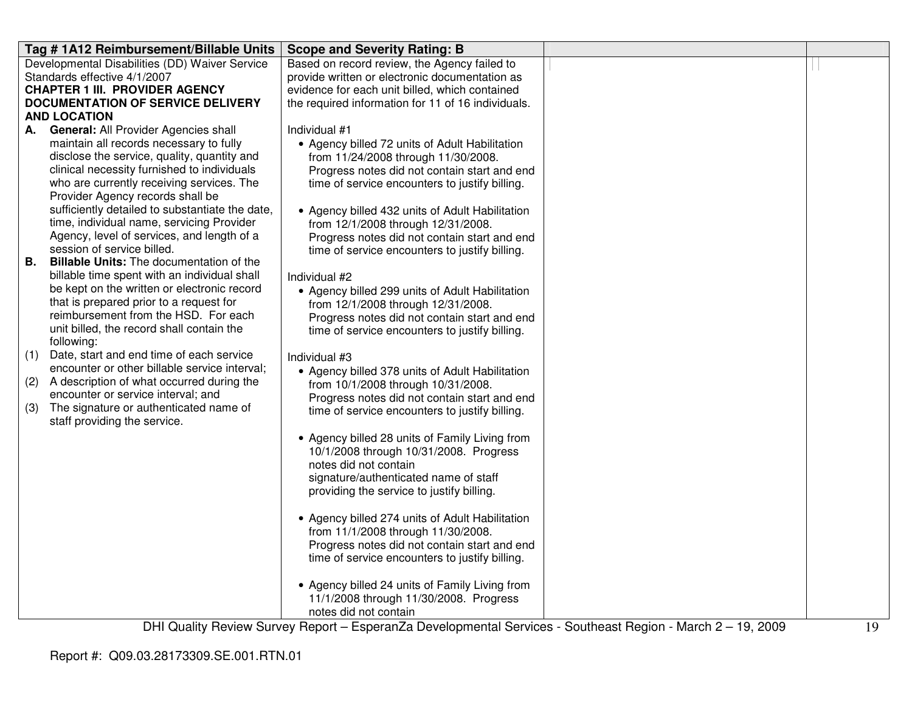| Tag # 1A12 Reimbursement/Billable Units | Scope and Severity Rating: B | | |
|---|---|---|---|
| Developmental Disabilities (DD) Waiver Service Standards effective 4/1/2007<br>**CHAPTER 1 III. PROVIDER AGENCY DOCUMENTATION OF SERVICE DELIVERY AND LOCATION**<br>**A. General:** All Provider Agencies shall maintain all records necessary to fully disclose the service, quality, quantity and clinical necessity furnished to individuals who are currently receiving services. The Provider Agency records shall be sufficiently detailed to substantiate the date, time, individual name, servicing Provider Agency, level of services, and length of a session of service billed.<br>**B. Billable Units:** The documentation of the billable time spent with an individual shall be kept on the written or electronic record that is prepared prior to a request for reimbursement from the HSD. For each unit billed, the record shall contain the following:<br>(1) Date, start and end time of each service encounter or other billable service interval;<br>(2) A description of what occurred during the encounter or service interval; and<br>(3) The signature or authenticated name of staff providing the service. | Based on record review, the Agency failed to provide written or electronic documentation as evidence for each unit billed, which contained the required information for 11 of 16 individuals.<br><br>Individual #1<br>• Agency billed 72 units of Adult Habilitation from 11/24/2008 through 11/30/2008. Progress notes did not contain start and end time of service encounters to justify billing.<br><br>• Agency billed 432 units of Adult Habilitation from 12/1/2008 through 12/31/2008. Progress notes did not contain start and end time of service encounters to justify billing.<br><br>Individual #2<br>• Agency billed 299 units of Adult Habilitation from 12/1/2008 through 12/31/2008. Progress notes did not contain start and end time of service encounters to justify billing.<br><br>Individual #3<br>• Agency billed 378 units of Adult Habilitation from 10/1/2008 through 10/31/2008. Progress notes did not contain start and end time of service encounters to justify billing.<br><br>• Agency billed 28 units of Family Living from 10/1/2008 through 10/31/2008. Progress notes did not contain signature/authenticated name of staff providing the service to justify billing.<br><br>• Agency billed 274 units of Adult Habilitation from 11/1/2008 through 11/30/2008. Progress notes did not contain start and end time of service encounters to justify billing.<br><br>• Agency billed 24 units of Family Living from 11/1/2008 through 11/30/2008. Progress notes did not contain | | |

DHI Quality Review Survey Report – EsperanZa Developmental Services - Southeast Region - March 2 – 19, 2009

Report #: Q09.03.28173309.SE.001.RTN.01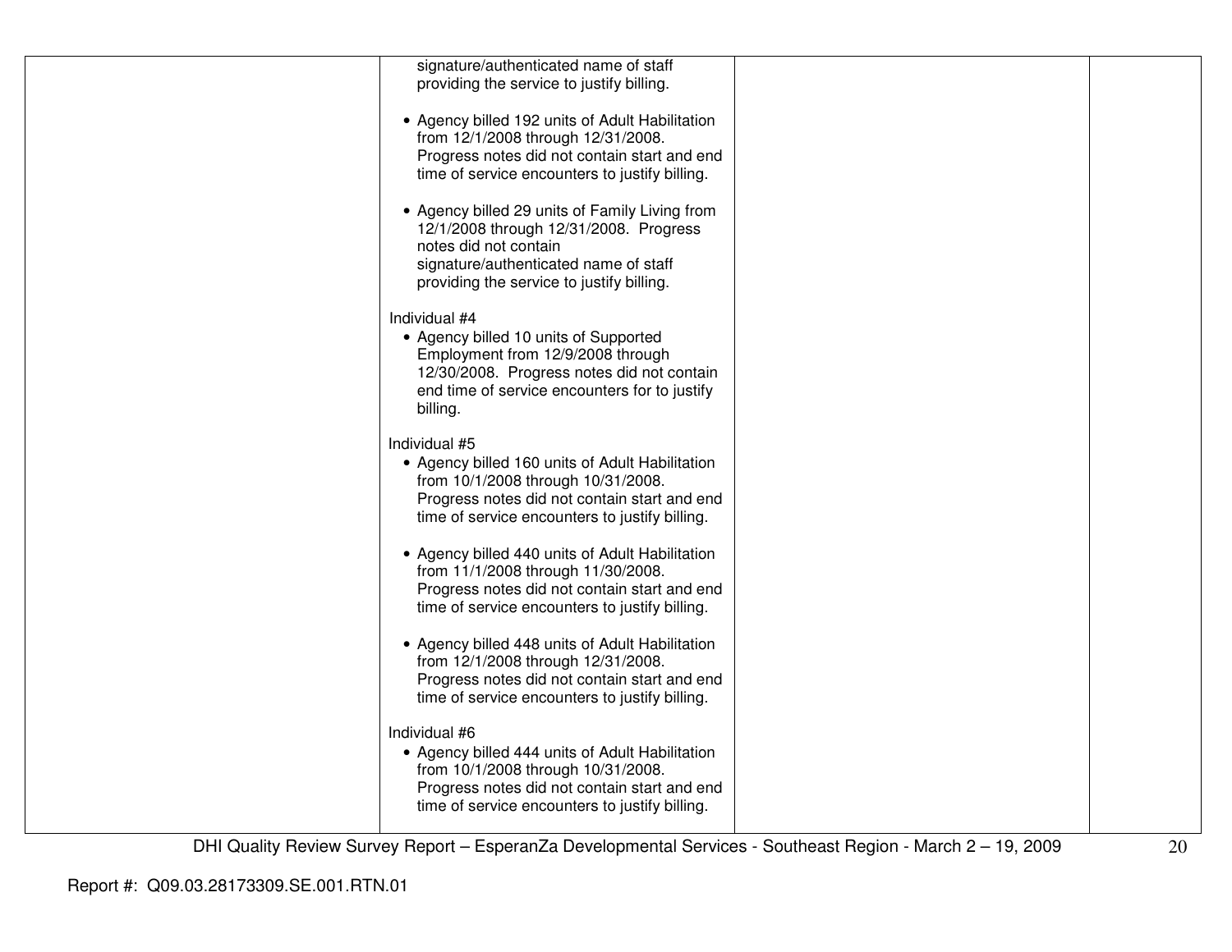| | | | |
|---|---|---|---|
| | signature/authenticated name of staff providing the service to justify billing.<br><br>• Agency billed 192 units of Adult Habilitation from 12/1/2008 through 12/31/2008. Progress notes did not contain start and end time of service encounters to justify billing.<br><br>• Agency billed 29 units of Family Living from 12/1/2008 through 12/31/2008. Progress notes did not contain signature/authenticated name of staff providing the service to justify billing.<br><br>Individual #4<br>• Agency billed 10 units of Supported Employment from 12/9/2008 through 12/30/2008. Progress notes did not contain end time of service encounters for to justify billing.<br><br>Individual #5<br>• Agency billed 160 units of Adult Habilitation from 10/1/2008 through 10/31/2008. Progress notes did not contain start and end time of service encounters to justify billing.<br><br>• Agency billed 440 units of Adult Habilitation from 11/1/2008 through 11/30/2008. Progress notes did not contain start and end time of service encounters to justify billing.<br><br>• Agency billed 448 units of Adult Habilitation from 12/1/2008 through 12/31/2008. Progress notes did not contain start and end time of service encounters to justify billing.<br><br>Individual #6<br>• Agency billed 444 units of Adult Habilitation from 10/1/2008 through 10/31/2008. Progress notes did not contain start and end time of service encounters to justify billing. | | |

DHI Quality Review Survey Report – EsperanZa Developmental Services - Southeast Region - March 2 – 19, 2009

Report #: Q09.03.28173309.SE.001.RTN.01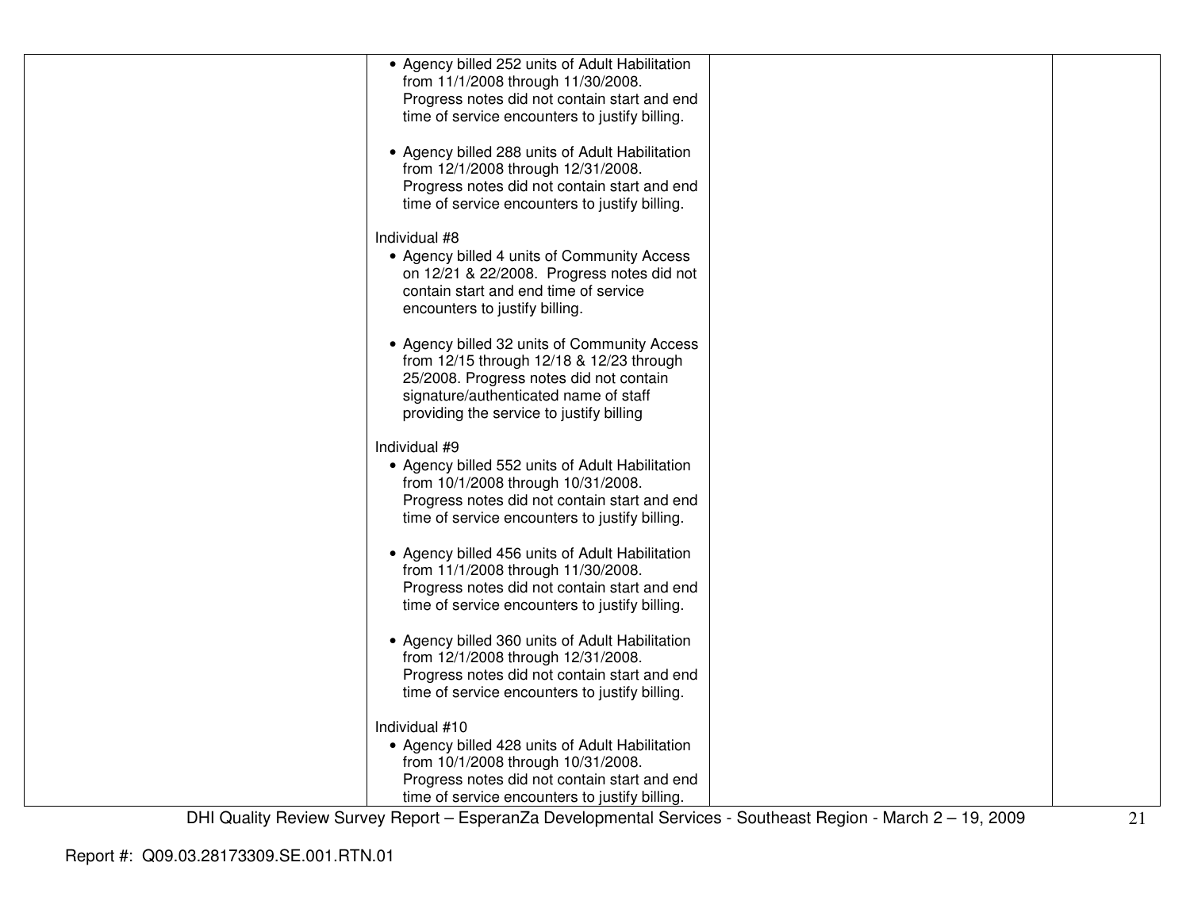| | | | |
|---|---|---|---|
| | • Agency billed 252 units of Adult Habilitation from 11/1/2008 through 11/30/2008. Progress notes did not contain start and end time of service encounters to justify billing.<br><br>• Agency billed 288 units of Adult Habilitation from 12/1/2008 through 12/31/2008. Progress notes did not contain start and end time of service encounters to justify billing.<br><br>Individual #8<br>• Agency billed 4 units of Community Access on 12/21 & 22/2008. Progress notes did not contain start and end time of service encounters to justify billing.<br><br>• Agency billed 32 units of Community Access from 12/15 through 12/18 & 12/23 through 25/2008. Progress notes did not contain signature/authenticated name of staff providing the service to justify billing<br><br>Individual #9<br>• Agency billed 552 units of Adult Habilitation from 10/1/2008 through 10/31/2008. Progress notes did not contain start and end time of service encounters to justify billing.<br><br>• Agency billed 456 units of Adult Habilitation from 11/1/2008 through 11/30/2008. Progress notes did not contain start and end time of service encounters to justify billing.<br><br>• Agency billed 360 units of Adult Habilitation from 12/1/2008 through 12/31/2008. Progress notes did not contain start and end time of service encounters to justify billing.<br><br>Individual #10<br>• Agency billed 428 units of Adult Habilitation from 10/1/2008 through 10/31/2008. Progress notes did not contain start and end time of service encounters to justify billing. | | |

DHI Quality Review Survey Report – EsperanZa Developmental Services - Southeast Region - March 2 – 19, 2009

Report #: Q09.03.28173309.SE.001.RTN.01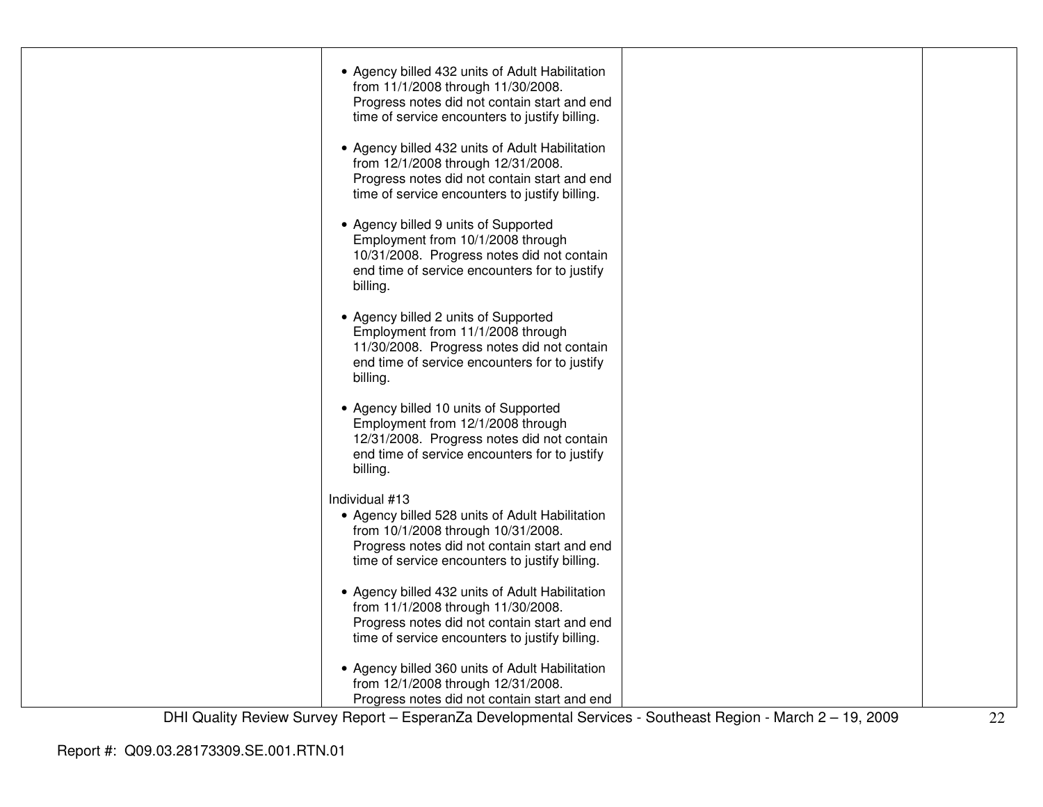| | | | |
|---|---|---|---|
| | • Agency billed 432 units of Adult Habilitation from 11/1/2008 through 11/30/2008. Progress notes did not contain start and end time of service encounters to justify billing.<br><br>• Agency billed 432 units of Adult Habilitation from 12/1/2008 through 12/31/2008. Progress notes did not contain start and end time of service encounters to justify billing.<br><br>• Agency billed 9 units of Supported Employment from 10/1/2008 through 10/31/2008. Progress notes did not contain end time of service encounters for to justify billing.<br><br>• Agency billed 2 units of Supported Employment from 11/1/2008 through 11/30/2008. Progress notes did not contain end time of service encounters for to justify billing.<br><br>• Agency billed 10 units of Supported Employment from 12/1/2008 through 12/31/2008. Progress notes did not contain end time of service encounters for to justify billing.<br><br>Individual #13<br>• Agency billed 528 units of Adult Habilitation from 10/1/2008 through 10/31/2008. Progress notes did not contain start and end time of service encounters to justify billing.<br><br>• Agency billed 432 units of Adult Habilitation from 11/1/2008 through 11/30/2008. Progress notes did not contain start and end time of service encounters to justify billing.<br><br>• Agency billed 360 units of Adult Habilitation from 12/1/2008 through 12/31/2008. Progress notes did not contain start and end | | |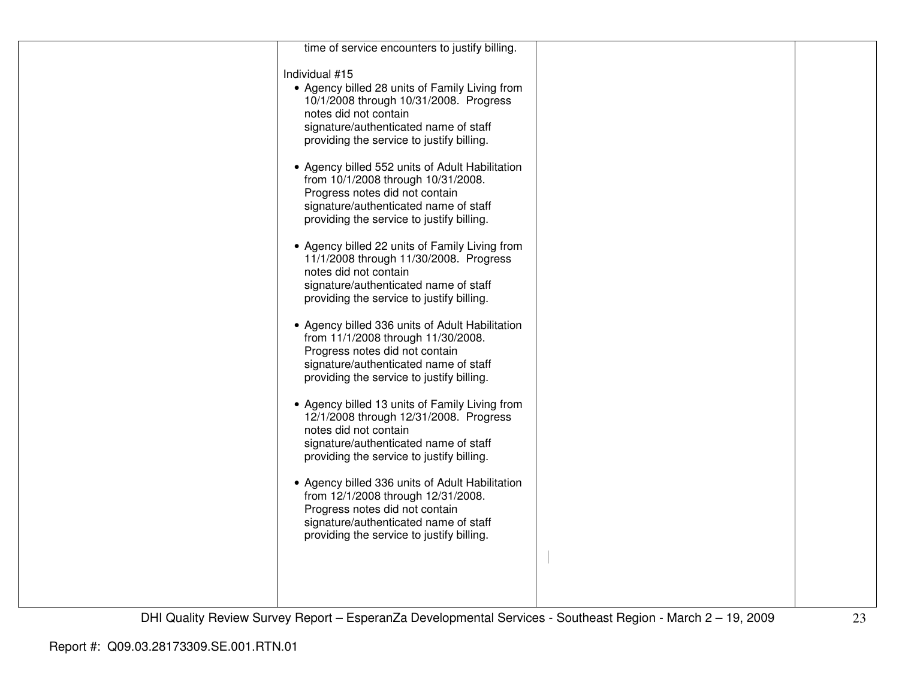| | | | |
|---|---|---|---|
| | time of service encounters to justify billing.<br><br>Individual #15<br>• Agency billed 28 units of Family Living from 10/1/2008 through 10/31/2008. Progress notes did not contain signature/authenticated name of staff providing the service to justify billing.<br><br>• Agency billed 552 units of Adult Habilitation from 10/1/2008 through 10/31/2008. Progress notes did not contain signature/authenticated name of staff providing the service to justify billing.<br><br>• Agency billed 22 units of Family Living from 11/1/2008 through 11/30/2008. Progress notes did not contain signature/authenticated name of staff providing the service to justify billing.<br><br>• Agency billed 336 units of Adult Habilitation from 11/1/2008 through 11/30/2008. Progress notes did not contain signature/authenticated name of staff providing the service to justify billing.<br><br>• Agency billed 13 units of Family Living from 12/1/2008 through 12/31/2008. Progress notes did not contain signature/authenticated name of staff providing the service to justify billing.<br><br>• Agency billed 336 units of Adult Habilitation from 12/1/2008 through 12/31/2008. Progress notes did not contain signature/authenticated name of staff providing the service to justify billing. | | |

DHI Quality Review Survey Report – EsperanZa Developmental Services - Southeast Region - March 2 – 19, 2009

Report #: Q09.03.28173309.SE.001.RTN.01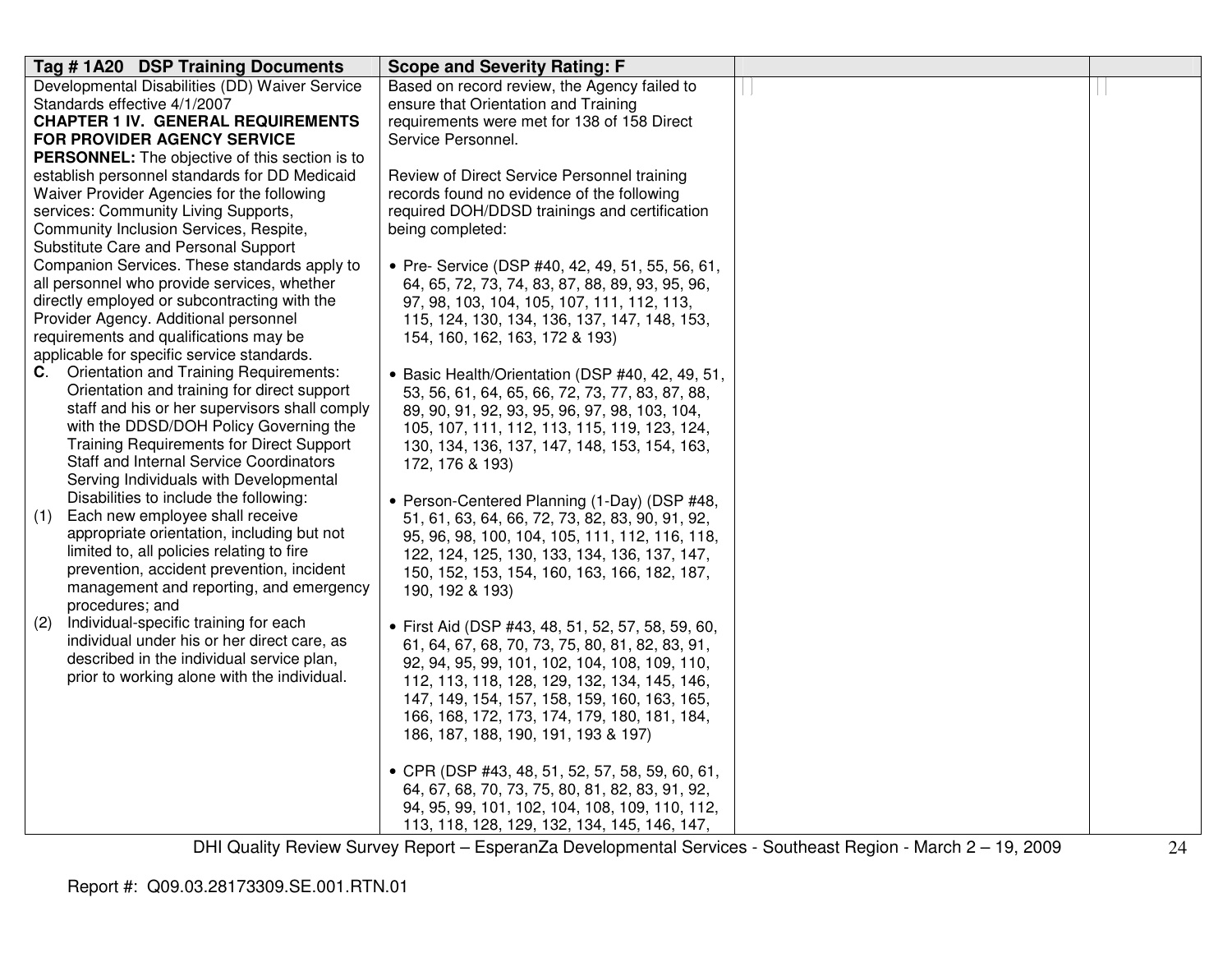| Tag # 1A20 DSP Training Documents | Scope and Severity Rating: F | | |
|---|---|---|---|
| Developmental Disabilities (DD) Waiver Service Standards effective 4/1/2007<br>**CHAPTER 1 IV. GENERAL REQUIREMENTS FOR PROVIDER AGENCY SERVICE PERSONNEL:** The objective of this section is to establish personnel standards for DD Medicaid Waiver Provider Agencies for the following services: Community Living Supports, Community Inclusion Services, Respite, Substitute Care and Personal Support Companion Services. These standards apply to all personnel who provide services, whether directly employed or subcontracting with the Provider Agency. Additional personnel requirements and qualifications may be applicable for specific service standards.<br>**C**. Orientation and Training Requirements: Orientation and training for direct support staff and his or her supervisors shall comply with the DDSD/DOH Policy Governing the Training Requirements for Direct Support Staff and Internal Service Coordinators Serving Individuals with Developmental Disabilities to include the following:<br>(1) Each new employee shall receive appropriate orientation, including but not limited to, all policies relating to fire prevention, accident prevention, incident management and reporting, and emergency procedures; and<br>(2) Individual-specific training for each individual under his or her direct care, as described in the individual service plan, prior to working alone with the individual. | Based on record review, the Agency failed to ensure that Orientation and Training requirements were met for 138 of 158 Direct Service Personnel.<br><br>Review of Direct Service Personnel training records found no evidence of the following required DOH/DDSD trainings and certification being completed:<br><br>• Pre- Service (DSP #40, 42, 49, 51, 55, 56, 61, 64, 65, 72, 73, 74, 83, 87, 88, 89, 93, 95, 96, 97, 98, 103, 104, 105, 107, 111, 112, 113, 115, 124, 130, 134, 136, 137, 147, 148, 153, 154, 160, 162, 163, 172 & 193)<br><br>• Basic Health/Orientation (DSP #40, 42, 49, 51, 53, 56, 61, 64, 65, 66, 72, 73, 77, 83, 87, 88, 89, 90, 91, 92, 93, 95, 96, 97, 98, 103, 104, 105, 107, 111, 112, 113, 115, 119, 123, 124, 130, 134, 136, 137, 147, 148, 153, 154, 163, 172, 176 & 193)<br><br>• Person-Centered Planning (1-Day) (DSP #48, 51, 61, 63, 64, 66, 72, 73, 82, 83, 90, 91, 92, 95, 96, 98, 100, 104, 105, 111, 112, 116, 118, 122, 124, 125, 130, 133, 134, 136, 137, 147, 150, 152, 153, 154, 160, 163, 166, 182, 187, 190, 192 & 193)<br><br>• First Aid (DSP #43, 48, 51, 52, 57, 58, 59, 60, 61, 64, 67, 68, 70, 73, 75, 80, 81, 82, 83, 91, 92, 94, 95, 99, 101, 102, 104, 108, 109, 110, 112, 113, 118, 128, 129, 132, 134, 145, 146, 147, 149, 154, 157, 158, 159, 160, 163, 165, 166, 168, 172, 173, 174, 179, 180, 181, 184, 186, 187, 188, 190, 191, 193 & 197)<br><br>• CPR (DSP #43, 48, 51, 52, 57, 58, 59, 60, 61, 64, 67, 68, 70, 73, 75, 80, 81, 82, 83, 91, 92, 94, 95, 99, 101, 102, 104, 108, 109, 110, 112, 113, 118, 128, 129, 132, 134, 145, 146, 147, | | |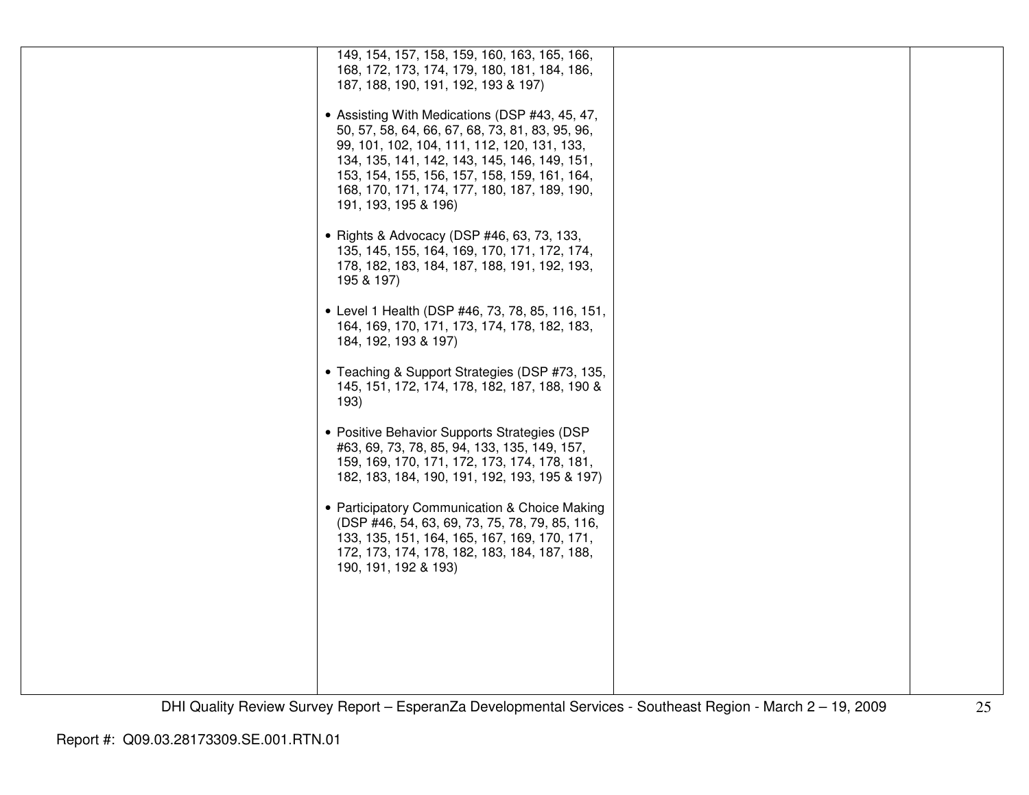| | | | |
|---|---|---|---|
| | 149, 154, 157, 158, 159, 160, 163, 165, 166, 168, 172, 173, 174, 179, 180, 181, 184, 186, 187, 188, 190, 191, 192, 193 & 197)<br><br>• Assisting With Medications (DSP #43, 45, 47, 50, 57, 58, 64, 66, 67, 68, 73, 81, 83, 95, 96, 99, 101, 102, 104, 111, 112, 120, 131, 133, 134, 135, 141, 142, 143, 145, 146, 149, 151, 153, 154, 155, 156, 157, 158, 159, 161, 164, 168, 170, 171, 174, 177, 180, 187, 189, 190, 191, 193, 195 & 196)<br><br>• Rights & Advocacy (DSP #46, 63, 73, 133, 135, 145, 155, 164, 169, 170, 171, 172, 174, 178, 182, 183, 184, 187, 188, 191, 192, 193, 195 & 197)<br><br>• Level 1 Health (DSP #46, 73, 78, 85, 116, 151, 164, 169, 170, 171, 173, 174, 178, 182, 183, 184, 192, 193 & 197)<br><br>• Teaching & Support Strategies (DSP #73, 135, 145, 151, 172, 174, 178, 182, 187, 188, 190 & 193)<br><br>• Positive Behavior Supports Strategies (DSP #63, 69, 73, 78, 85, 94, 133, 135, 149, 157, 159, 169, 170, 171, 172, 173, 174, 178, 181, 182, 183, 184, 190, 191, 192, 193, 195 & 197)<br><br>• Participatory Communication & Choice Making (DSP #46, 54, 63, 69, 73, 75, 78, 79, 85, 116, 133, 135, 151, 164, 165, 167, 169, 170, 171, 172, 173, 174, 178, 182, 183, 184, 187, 188, 190, 191, 192 & 193) | | |

DHI Quality Review Survey Report – EsperanZa Developmental Services - Southeast Region - March 2 – 19, 2009

Report #: Q09.03.28173309.SE.001.RTN.01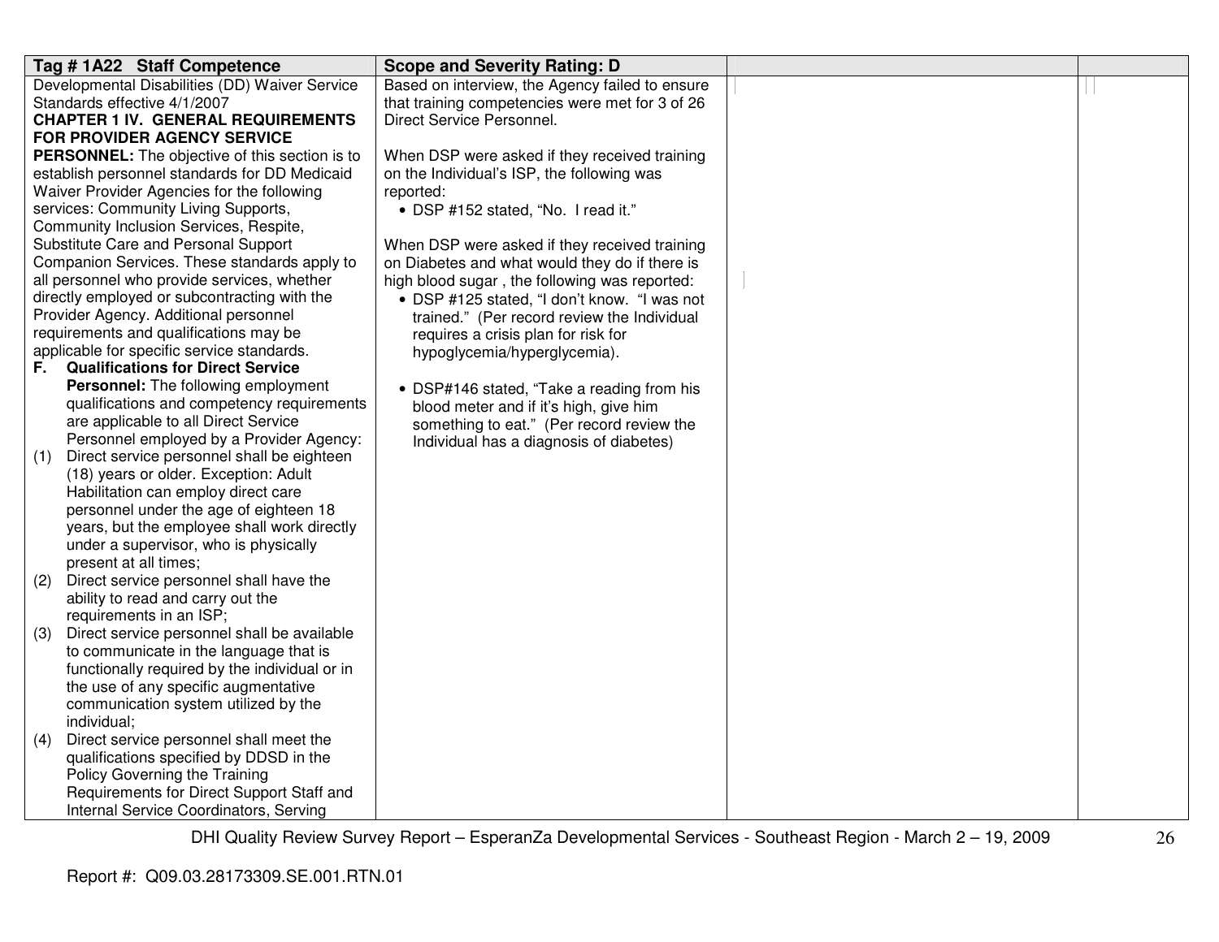| Tag # 1A22 Staff Competence | Scope and Severity Rating: D | | |
|---|---|---|---|
| Developmental Disabilities (DD) Waiver Service Standards effective 4/1/2007<br>**CHAPTER 1 IV. GENERAL REQUIREMENTS FOR PROVIDER AGENCY SERVICE PERSONNEL:** The objective of this section is to establish personnel standards for DD Medicaid Waiver Provider Agencies for the following services: Community Living Supports, Community Inclusion Services, Respite, Substitute Care and Personal Support Companion Services. These standards apply to all personnel who provide services, whether directly employed or subcontracting with the Provider Agency. Additional personnel requirements and qualifications may be applicable for specific service standards.<br>**F. Qualifications for Direct Service Personnel:** The following employment qualifications and competency requirements are applicable to all Direct Service Personnel employed by a Provider Agency:<br>(1) Direct service personnel shall be eighteen (18) years or older. Exception: Adult Habilitation can employ direct care personnel under the age of eighteen 18 years, but the employee shall work directly under a supervisor, who is physically present at all times;<br>(2) Direct service personnel shall have the ability to read and carry out the requirements in an ISP;<br>(3) Direct service personnel shall be available to communicate in the language that is functionally required by the individual or in the use of any specific augmentative communication system utilized by the individual;<br>(4) Direct service personnel shall meet the qualifications specified by DDSD in the Policy Governing the Training Requirements for Direct Support Staff and Internal Service Coordinators, Serving | Based on interview, the Agency failed to ensure that training competencies were met for 3 of 26 Direct Service Personnel.<br><br>When DSP were asked if they received training on the Individual's ISP, the following was reported:<br>• DSP #152 stated, "No. I read it."<br><br>When DSP were asked if they received training on Diabetes and what would they do if there is high blood sugar , the following was reported:<br>• DSP #125 stated, "I don't know. "I was not trained." (Per record review the Individual requires a crisis plan for risk for hypoglycemia/hyperglycemia).<br><br>• DSP#146 stated, "Take a reading from his blood meter and if it's high, give him something to eat." (Per record review the Individual has a diagnosis of diabetes) | | |

Report #: Q09.03.28173309.SE.001.RTN.01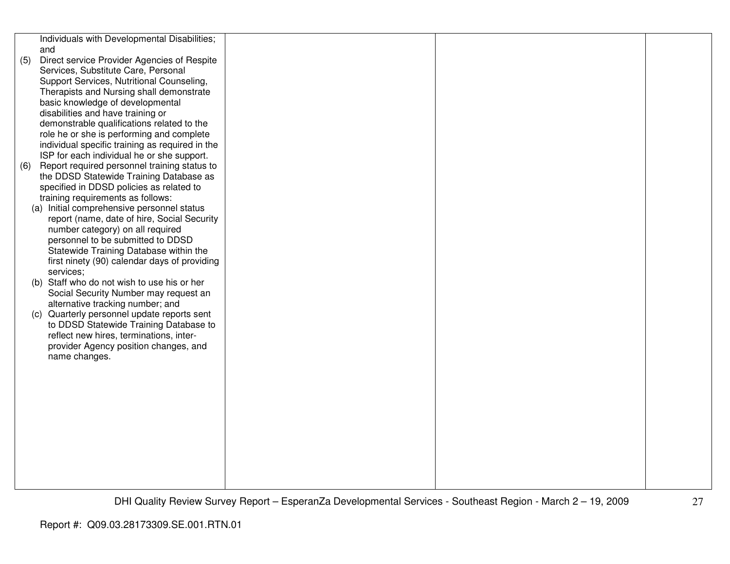| | | | |
|---|---|---|---|
| Individuals with Developmental Disabilities; and<br>(5) Direct service Provider Agencies of Respite Services, Substitute Care, Personal Support Services, Nutritional Counseling, Therapists and Nursing shall demonstrate basic knowledge of developmental disabilities and have training or demonstrable qualifications related to the role he or she is performing and complete individual specific training as required in the ISP for each individual he or she support.<br>(6) Report required personnel training status to the DDSD Statewide Training Database as specified in DDSD policies as related to training requirements as follows:<br>(a) Initial comprehensive personnel status report (name, date of hire, Social Security number category) on all required personnel to be submitted to DDSD Statewide Training Database within the first ninety (90) calendar days of providing services;<br>(b) Staff who do not wish to use his or her Social Security Number may request an alternative tracking number; and<br>(c) Quarterly personnel update reports sent to DDSD Statewide Training Database to reflect new hires, terminations, inter-provider Agency position changes, and name changes. | | | |

Report #: Q09.03.28173309.SE.001.RTN.01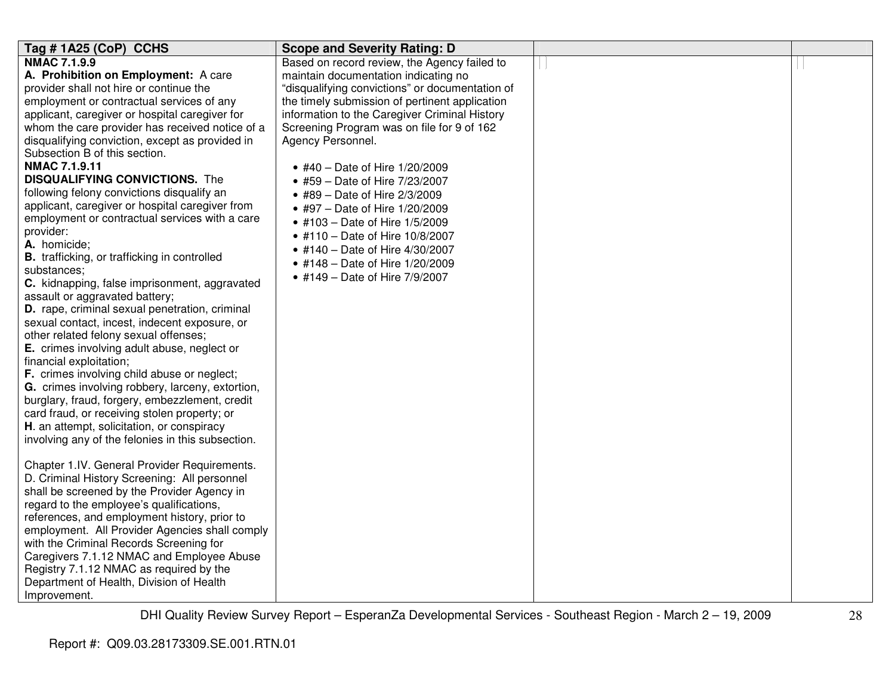| Tag # 1A25 (CoP) CCHS | Scope and Severity Rating: D | | |
|---|---|---|---|
| **NMAC 7.1.9.9**<br>**A. Prohibition on Employment:** A care provider shall not hire or continue the employment or contractual services of any applicant, caregiver or hospital caregiver for whom the care provider has received notice of a disqualifying conviction, except as provided in Subsection B of this section.<br>**NMAC 7.1.9.11**<br>**DISQUALIFYING CONVICTIONS.** The following felony convictions disqualify an applicant, caregiver or hospital caregiver from employment or contractual services with a care provider:<br>**A.** homicide;<br>**B.** trafficking, or trafficking in controlled substances;<br>**C.** kidnapping, false imprisonment, aggravated assault or aggravated battery;<br>**D.** rape, criminal sexual penetration, criminal sexual contact, incest, indecent exposure, or other related felony sexual offenses;<br>**E.** crimes involving adult abuse, neglect or financial exploitation;<br>**F.** crimes involving child abuse or neglect;<br>**G.** crimes involving robbery, larceny, extortion, burglary, fraud, forgery, embezzlement, credit card fraud, or receiving stolen property; or<br>**H**. an attempt, solicitation, or conspiracy involving any of the felonies in this subsection.<br><br>Chapter 1.IV. General Provider Requirements. D. Criminal History Screening: All personnel shall be screened by the Provider Agency in regard to the employee's qualifications, references, and employment history, prior to employment. All Provider Agencies shall comply with the Criminal Records Screening for Caregivers 7.1.12 NMAC and Employee Abuse Registry 7.1.12 NMAC as required by the Department of Health, Division of Health Improvement. | Based on record review, the Agency failed to maintain documentation indicating no "disqualifying convictions" or documentation of the timely submission of pertinent application information to the Caregiver Criminal History Screening Program was on file for 9 of 162 Agency Personnel.<br><br>• #40 – Date of Hire 1/20/2009<br>• #59 – Date of Hire 7/23/2007<br>• #89 – Date of Hire 2/3/2009<br>• #97 – Date of Hire 1/20/2009<br>• #103 – Date of Hire 1/5/2009<br>• #110 – Date of Hire 10/8/2007<br>• #140 – Date of Hire 4/30/2007<br>• #148 – Date of Hire 1/20/2009<br>• #149 – Date of Hire 7/9/2007 | | |

DHI Quality Review Survey Report – EsperanZa Developmental Services - Southeast Region - March 2 – 19, 2009

Report #: Q09.03.28173309.SE.001.RTN.01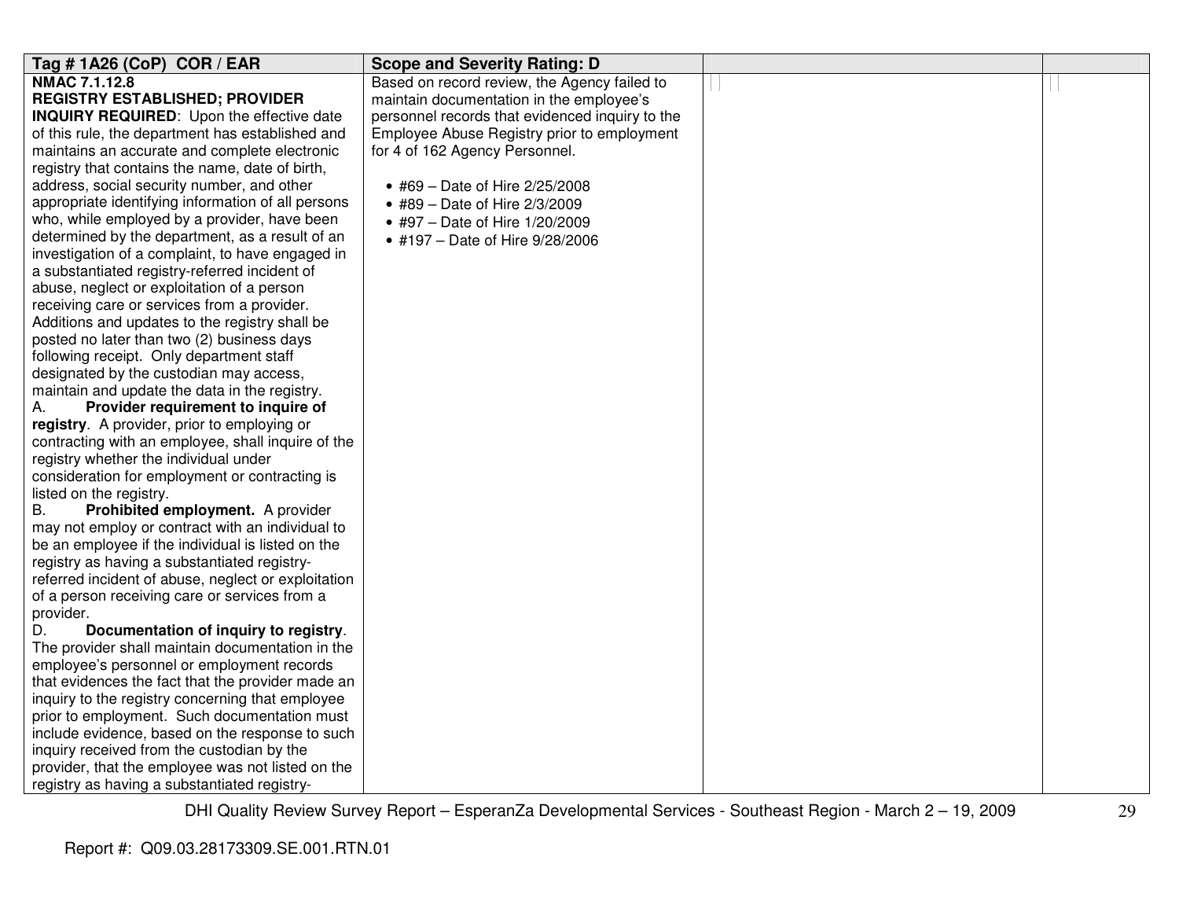| Tag # 1A26 (CoP) COR / EAR | Scope and Severity Rating: D | | |
|---|---|---|---|
| **NMAC 7.1.12.8**<br>**REGISTRY ESTABLISHED; PROVIDER INQUIRY REQUIRED**: Upon the effective date of this rule, the department has established and maintains an accurate and complete electronic registry that contains the name, date of birth, address, social security number, and other appropriate identifying information of all persons who, while employed by a provider, have been determined by the department, as a result of an investigation of a complaint, to have engaged in a substantiated registry-referred incident of abuse, neglect or exploitation of a person receiving care or services from a provider. Additions and updates to the registry shall be posted no later than two (2) business days following receipt. Only department staff designated by the custodian may access, maintain and update the data in the registry.<br>A. **Provider requirement to inquire of registry**. A provider, prior to employing or contracting with an employee, shall inquire of the registry whether the individual under consideration for employment or contracting is listed on the registry.<br>B. **Prohibited employment.** A provider may not employ or contract with an individual to be an employee if the individual is listed on the registry as having a substantiated registry-referred incident of abuse, neglect or exploitation of a person receiving care or services from a provider.<br>D. **Documentation of inquiry to registry**. The provider shall maintain documentation in the employee's personnel or employment records that evidences the fact that the provider made an inquiry to the registry concerning that employee prior to employment. Such documentation must include evidence, based on the response to such inquiry received from the custodian by the provider, that the employee was not listed on the registry as having a substantiated registry- | Based on record review, the Agency failed to maintain documentation in the employee's personnel records that evidenced inquiry to the Employee Abuse Registry prior to employment for 4 of 162 Agency Personnel.<br><br>• #69 – Date of Hire 2/25/2008<br>• #89 – Date of Hire 2/3/2009<br>• #97 – Date of Hire 1/20/2009<br>• #197 – Date of Hire 9/28/2006 | | |

DHI Quality Review Survey Report – EsperanZa Developmental Services - Southeast Region - March 2 – 19, 2009

Report #: Q09.03.28173309.SE.001.RTN.01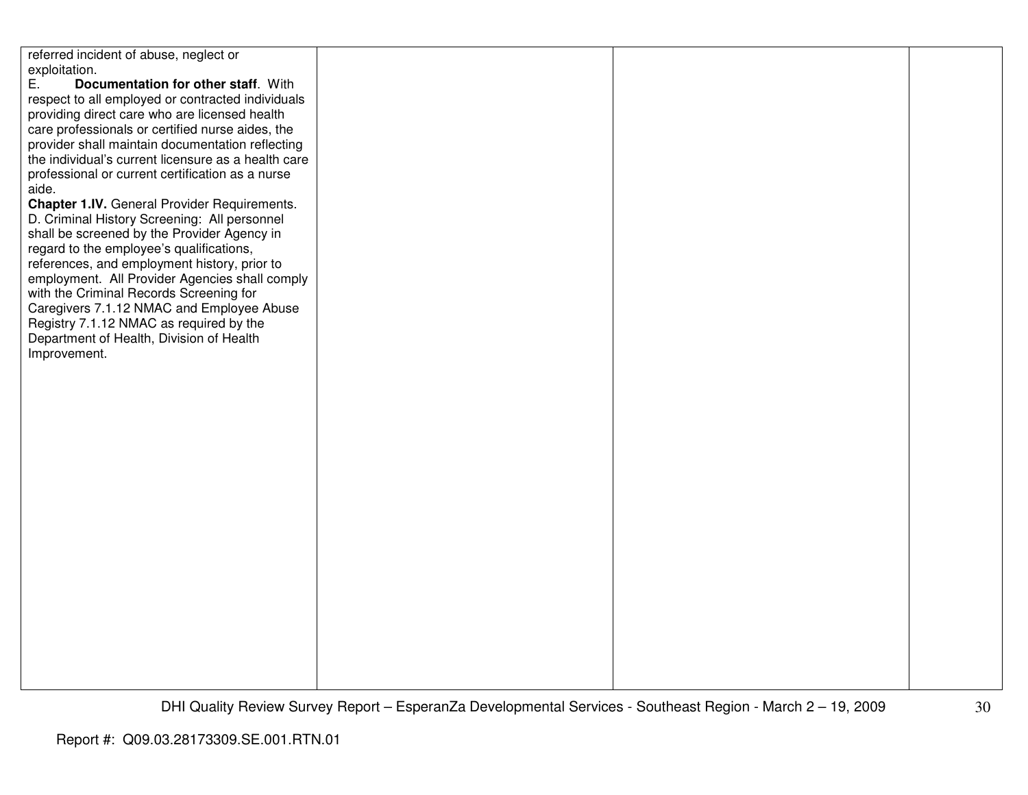| | | | |
|---|---|---|---|
| referred incident of abuse, neglect or exploitation.<br>E. **Documentation for other staff**. With respect to all employed or contracted individuals providing direct care who are licensed health care professionals or certified nurse aides, the provider shall maintain documentation reflecting the individual's current licensure as a health care professional or current certification as a nurse aide.<br>**Chapter 1.IV.** General Provider Requirements. D. Criminal History Screening: All personnel shall be screened by the Provider Agency in regard to the employee's qualifications, references, and employment history, prior to employment. All Provider Agencies shall comply with the Criminal Records Screening for Caregivers 7.1.12 NMAC and Employee Abuse Registry 7.1.12 NMAC as required by the Department of Health, Division of Health Improvement. | | | |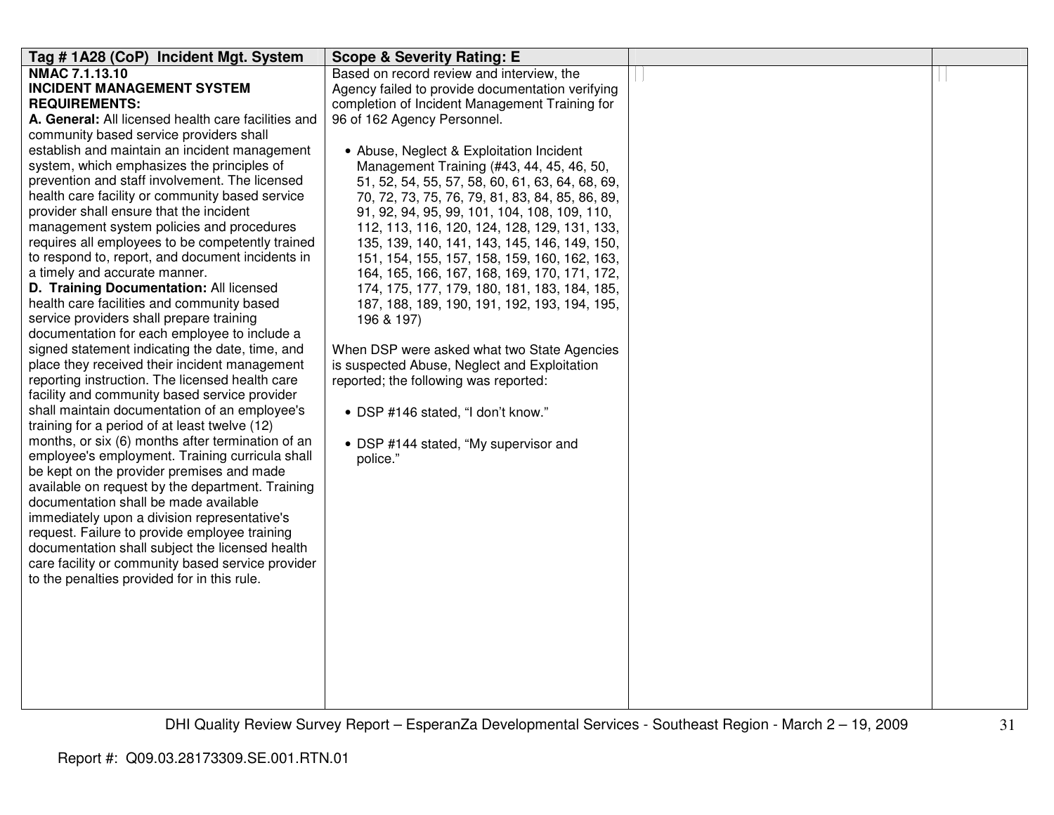| Tag # 1A28 (CoP) Incident Mgt. System | Scope & Severity Rating: E | | |
|---|---|---|---|
| **NMAC 7.1.13.10**<br>**INCIDENT MANAGEMENT SYSTEM REQUIREMENTS:**<br>**A. General:** All licensed health care facilities and community based service providers shall establish and maintain an incident management system, which emphasizes the principles of prevention and staff involvement. The licensed health care facility or community based service provider shall ensure that the incident management system policies and procedures requires all employees to be competently trained to respond to, report, and document incidents in a timely and accurate manner.<br>**D. Training Documentation:** All licensed health care facilities and community based service providers shall prepare training documentation for each employee to include a signed statement indicating the date, time, and place they received their incident management reporting instruction. The licensed health care facility and community based service provider shall maintain documentation of an employee's training for a period of at least twelve (12) months, or six (6) months after termination of an employee's employment. Training curricula shall be kept on the provider premises and made available on request by the department. Training documentation shall be made available immediately upon a division representative's request. Failure to provide employee training documentation shall subject the licensed health care facility or community based service provider to the penalties provided for in this rule. | Based on record review and interview, the Agency failed to provide documentation verifying completion of Incident Management Training for 96 of 162 Agency Personnel.<br><br>• Abuse, Neglect & Exploitation Incident Management Training (#43, 44, 45, 46, 50, 51, 52, 54, 55, 57, 58, 60, 61, 63, 64, 68, 69, 70, 72, 73, 75, 76, 79, 81, 83, 84, 85, 86, 89, 91, 92, 94, 95, 99, 101, 104, 108, 109, 110, 112, 113, 116, 120, 124, 128, 129, 131, 133, 135, 139, 140, 141, 143, 145, 146, 149, 150, 151, 154, 155, 157, 158, 159, 160, 162, 163, 164, 165, 166, 167, 168, 169, 170, 171, 172, 174, 175, 177, 179, 180, 181, 183, 184, 185, 187, 188, 189, 190, 191, 192, 193, 194, 195, 196 & 197)<br><br>When DSP were asked what two State Agencies is suspected Abuse, Neglect and Exploitation reported; the following was reported:<br><br>• DSP #146 stated, "I don't know."<br><br>• DSP #144 stated, "My supervisor and police." | | |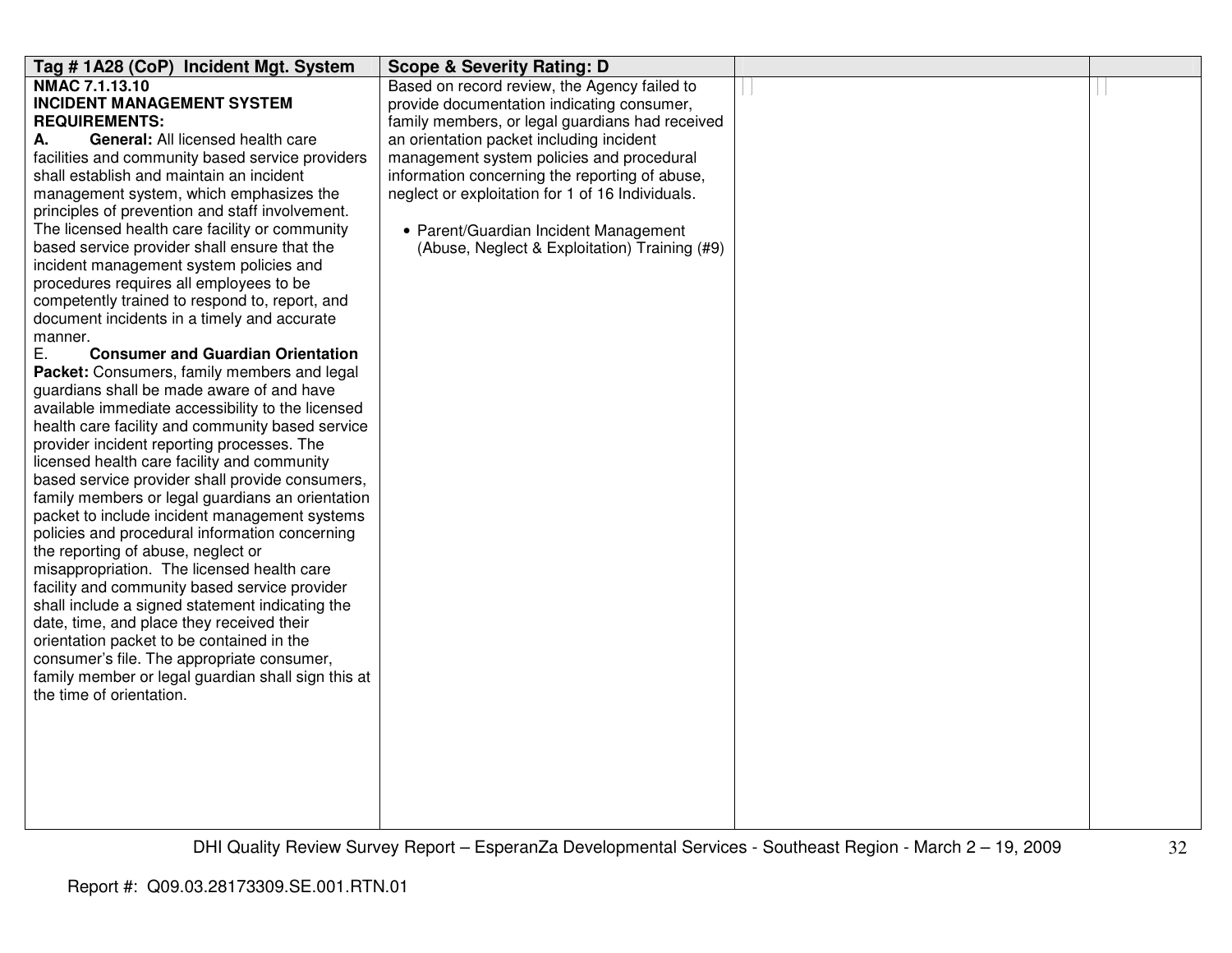| Tag # 1A28 (CoP) Incident Mgt. System | Scope & Severity Rating: D | | |
|---|---|---|---|
| **NMAC 7.1.13.10**<br>**INCIDENT MANAGEMENT SYSTEM REQUIREMENTS:**<br>**A. General:** All licensed health care facilities and community based service providers shall establish and maintain an incident management system, which emphasizes the principles of prevention and staff involvement. The licensed health care facility or community based service provider shall ensure that the incident management system policies and procedures requires all employees to be competently trained to respond to, report, and document incidents in a timely and accurate manner.<br>E. **Consumer and Guardian Orientation Packet:** Consumers, family members and legal guardians shall be made aware of and have available immediate accessibility to the licensed health care facility and community based service provider incident reporting processes. The licensed health care facility and community based service provider shall provide consumers, family members or legal guardians an orientation packet to include incident management systems policies and procedural information concerning the reporting of abuse, neglect or misappropriation. The licensed health care facility and community based service provider shall include a signed statement indicating the date, time, and place they received their orientation packet to be contained in the consumer's file. The appropriate consumer, family member or legal guardian shall sign this at the time of orientation. | Based on record review, the Agency failed to provide documentation indicating consumer, family members, or legal guardians had received an orientation packet including incident management system policies and procedural information concerning the reporting of abuse, neglect or exploitation for 1 of 16 Individuals.<br><br>• Parent/Guardian Incident Management (Abuse, Neglect & Exploitation) Training (#9) | | |

Report #: Q09.03.28173309.SE.001.RTN.01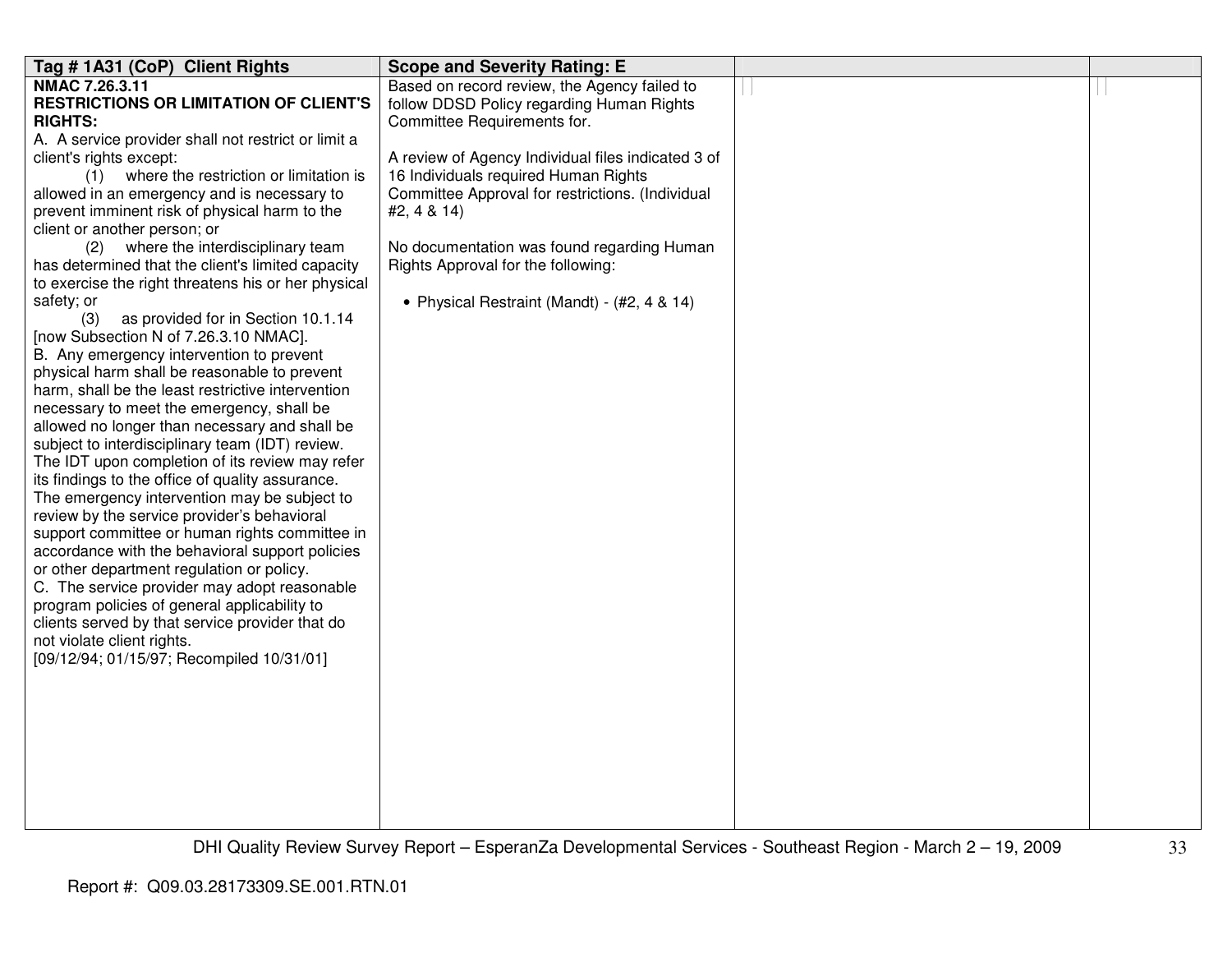| Tag # 1A31 (CoP) Client Rights | Scope and Severity Rating: E | | |
|---|---|---|---|
| **NMAC 7.26.3.11**<br>**RESTRICTIONS OR LIMITATION OF CLIENT'S RIGHTS:**<br>A. A service provider shall not restrict or limit a client's rights except:<br>(1) where the restriction or limitation is allowed in an emergency and is necessary to prevent imminent risk of physical harm to the client or another person; or<br>(2) where the interdisciplinary team has determined that the client's limited capacity to exercise the right threatens his or her physical safety; or<br>(3) as provided for in Section 10.1.14 [now Subsection N of 7.26.3.10 NMAC].<br>B. Any emergency intervention to prevent physical harm shall be reasonable to prevent harm, shall be the least restrictive intervention necessary to meet the emergency, shall be allowed no longer than necessary and shall be subject to interdisciplinary team (IDT) review. The IDT upon completion of its review may refer its findings to the office of quality assurance. The emergency intervention may be subject to review by the service provider's behavioral support committee or human rights committee in accordance with the behavioral support policies or other department regulation or policy.<br>C. The service provider may adopt reasonable program policies of general applicability to clients served by that service provider that do not violate client rights.<br>[09/12/94; 01/15/97; Recompiled 10/31/01] | Based on record review, the Agency failed to follow DDSD Policy regarding Human Rights Committee Requirements for.<br><br>A review of Agency Individual files indicated 3 of 16 Individuals required Human Rights Committee Approval for restrictions. (Individual #2, 4 & 14)<br><br>No documentation was found regarding Human Rights Approval for the following:<br><br>• Physical Restraint (Mandt) - (#2, 4 & 14) | | |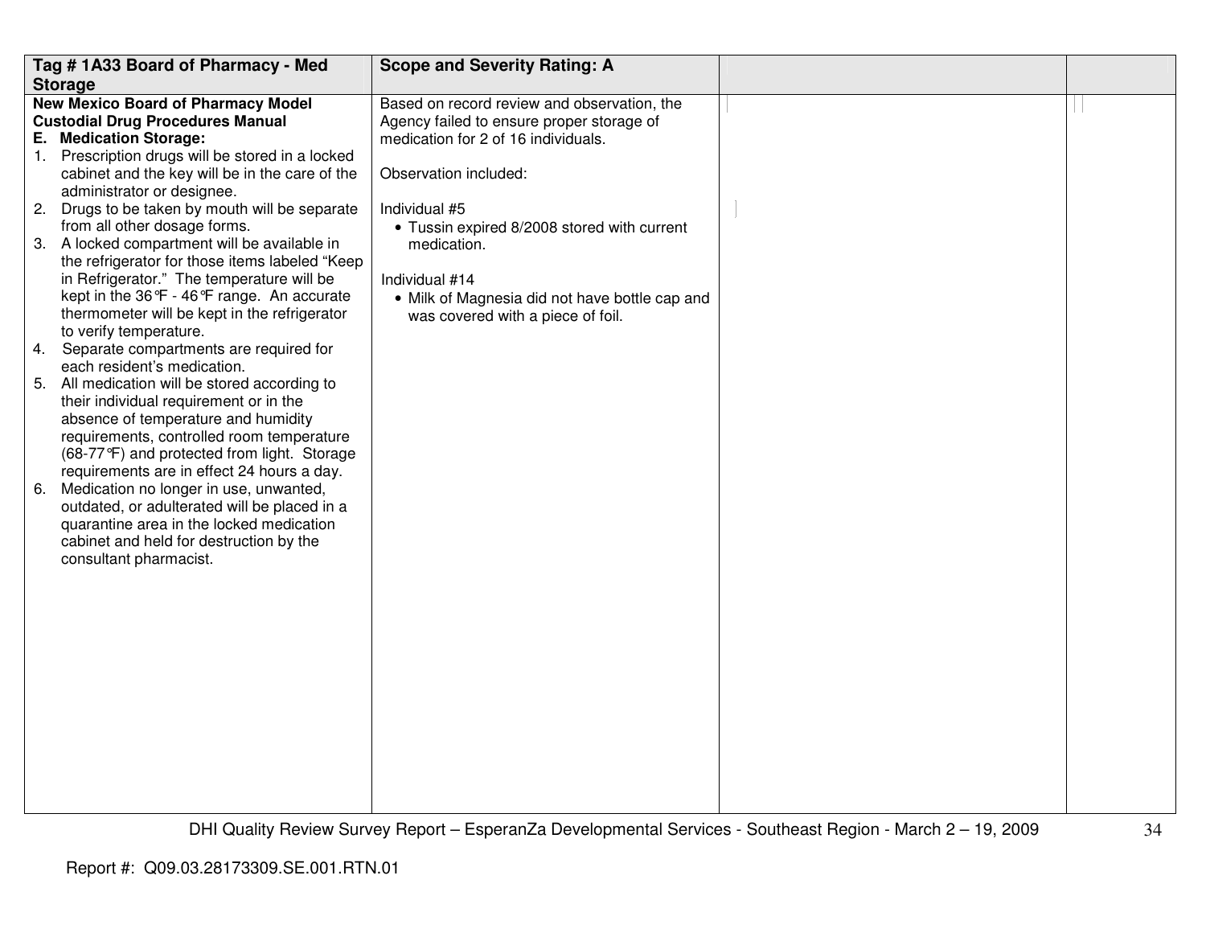| Tag # 1A33 Board of Pharmacy - Med Storage | Scope and Severity Rating: A | | |
|---|---|---|---|
| **New Mexico Board of Pharmacy Model Custodial Drug Procedures Manual**<br>**E. Medication Storage:**<br>1. Prescription drugs will be stored in a locked cabinet and the key will be in the care of the administrator or designee.<br>2. Drugs to be taken by mouth will be separate from all other dosage forms.<br>3. A locked compartment will be available in the refrigerator for those items labeled "Keep in Refrigerator." The temperature will be kept in the 36℉ - 46℉ range. An accurate thermometer will be kept in the refrigerator to verify temperature.<br>4. Separate compartments are required for each resident's medication.<br>5. All medication will be stored according to their individual requirement or in the absence of temperature and humidity requirements, controlled room temperature (68-77℉) and protected from light. Storage requirements are in effect 24 hours a day.<br>6. Medication no longer in use, unwanted, outdated, or adulterated will be placed in a quarantine area in the locked medication cabinet and held for destruction by the consultant pharmacist. | Based on record review and observation, the Agency failed to ensure proper storage of medication for 2 of 16 individuals.<br><br>Observation included:<br><br>Individual #5<br>• Tussin expired 8/2008 stored with current medication.<br><br>Individual #14<br>• Milk of Magnesia did not have bottle cap and was covered with a piece of foil. | | |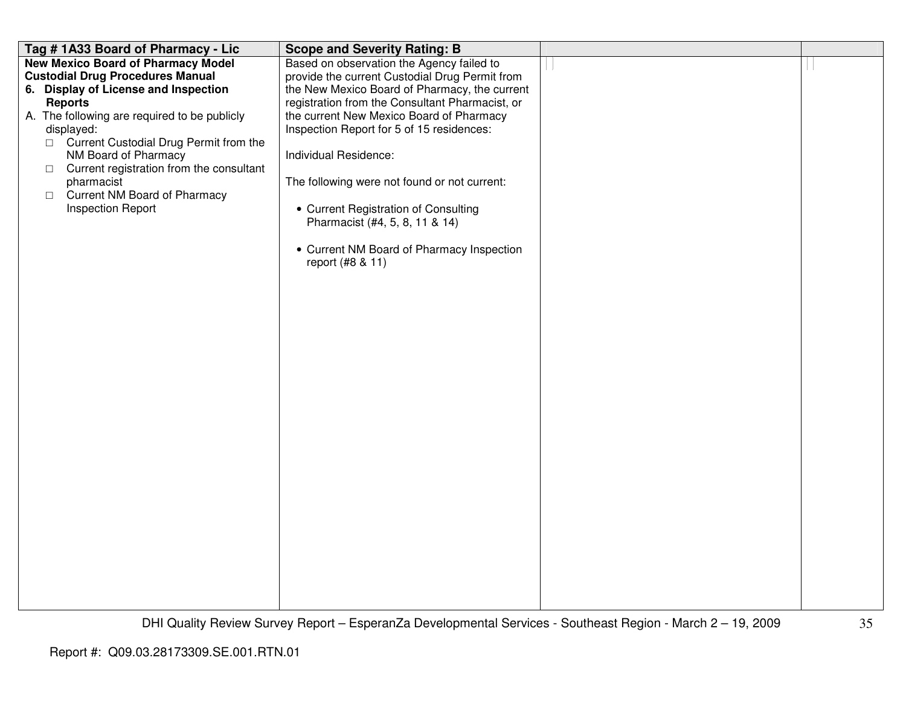| Tag # 1A33 Board of Pharmacy - Lic | Scope and Severity Rating: B | | |
|---|---|---|---|
| **New Mexico Board of Pharmacy Model Custodial Drug Procedures Manual**<br>**6. Display of License and Inspection Reports**<br>A. The following are required to be publicly displayed:<br>□ Current Custodial Drug Permit from the NM Board of Pharmacy<br>□ Current registration from the consultant pharmacist<br>□ Current NM Board of Pharmacy Inspection Report | Based on observation the Agency failed to provide the current Custodial Drug Permit from the New Mexico Board of Pharmacy, the current registration from the Consultant Pharmacist, or the current New Mexico Board of Pharmacy Inspection Report for 5 of 15 residences:<br><br>Individual Residence:<br><br>The following were not found or not current:<br><br>• Current Registration of Consulting Pharmacist (#4, 5, 8, 11 & 14)<br><br>• Current NM Board of Pharmacy Inspection report (#8 & 11) | | |

DHI Quality Review Survey Report – EsperanZa Developmental Services - Southeast Region - March 2 – 19, 2009

Report #: Q09.03.28173309.SE.001.RTN.01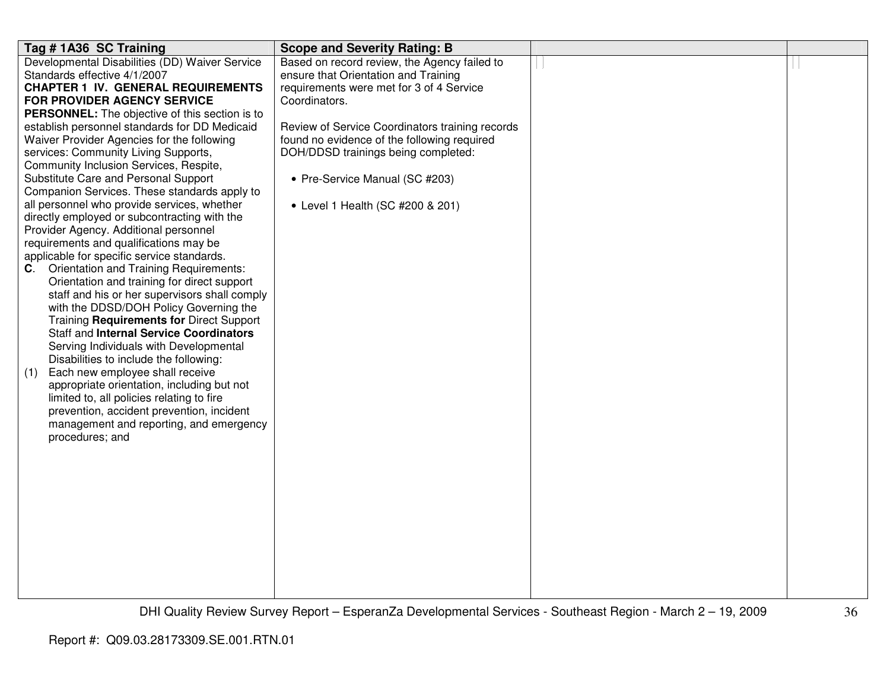| Tag # 1A36 SC Training | Scope and Severity Rating: B | | |
|---|---|---|---|
| Developmental Disabilities (DD) Waiver Service Standards effective 4/1/2007<br>**CHAPTER 1 IV. GENERAL REQUIREMENTS FOR PROVIDER AGENCY SERVICE PERSONNEL:** The objective of this section is to establish personnel standards for DD Medicaid Waiver Provider Agencies for the following services: Community Living Supports, Community Inclusion Services, Respite, Substitute Care and Personal Support Companion Services. These standards apply to all personnel who provide services, whether directly employed or subcontracting with the Provider Agency. Additional personnel requirements and qualifications may be applicable for specific service standards.<br>**C**. Orientation and Training Requirements: Orientation and training for direct support staff and his or her supervisors shall comply with the DDSD/DOH Policy Governing the Training **Requirements for** Direct Support Staff and **Internal Service Coordinators** Serving Individuals with Developmental Disabilities to include the following:<br>(1) Each new employee shall receive appropriate orientation, including but not limited to, all policies relating to fire prevention, accident prevention, incident management and reporting, and emergency procedures; and | Based on record review, the Agency failed to ensure that Orientation and Training requirements were met for 3 of 4 Service Coordinators.<br><br>Review of Service Coordinators training records found no evidence of the following required DOH/DDSD trainings being completed:<br><br>• Pre-Service Manual (SC #203)<br><br>• Level 1 Health (SC #200 & 201) | | |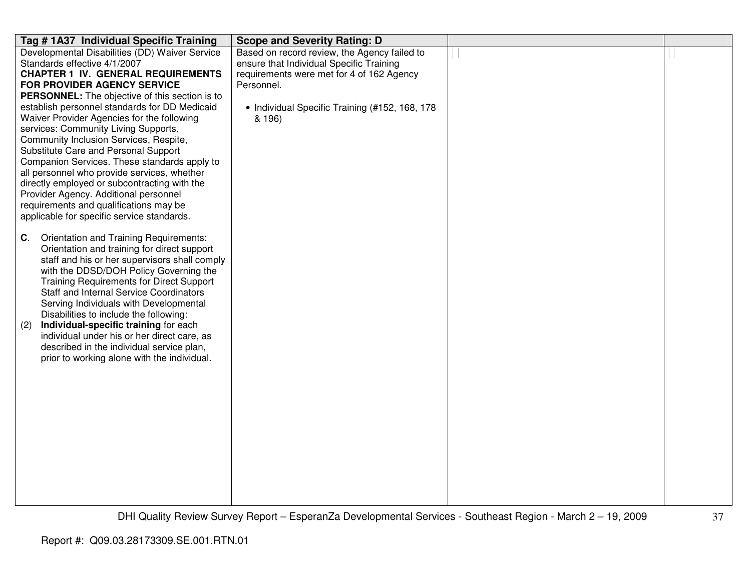| Tag # 1A37 Individual Specific Training | Scope and Severity Rating: D | | |
|---|---|---|---|
| Developmental Disabilities (DD) Waiver Service Standards effective 4/1/2007<br>**CHAPTER 1 IV. GENERAL REQUIREMENTS FOR PROVIDER AGENCY SERVICE PERSONNEL:** The objective of this section is to establish personnel standards for DD Medicaid Waiver Provider Agencies for the following services: Community Living Supports, Community Inclusion Services, Respite, Substitute Care and Personal Support Companion Services. These standards apply to all personnel who provide services, whether directly employed or subcontracting with the Provider Agency. Additional personnel requirements and qualifications may be applicable for specific service standards.<br><br>**C**. Orientation and Training Requirements: Orientation and training for direct support staff and his or her supervisors shall comply with the DDSD/DOH Policy Governing the Training Requirements for Direct Support Staff and Internal Service Coordinators Serving Individuals with Developmental Disabilities to include the following:<br>(2) **Individual-specific training** for each individual under his or her direct care, as described in the individual service plan, prior to working alone with the individual. | Based on record review, the Agency failed to ensure that Individual Specific Training requirements were met for 4 of 162 Agency Personnel.<br><br>• Individual Specific Training (#152, 168, 178 & 196) | | |

DHI Quality Review Survey Report – EsperanZa Developmental Services - Southeast Region - March 2 – 19, 2009

Report #: Q09.03.28173309.SE.001.RTN.01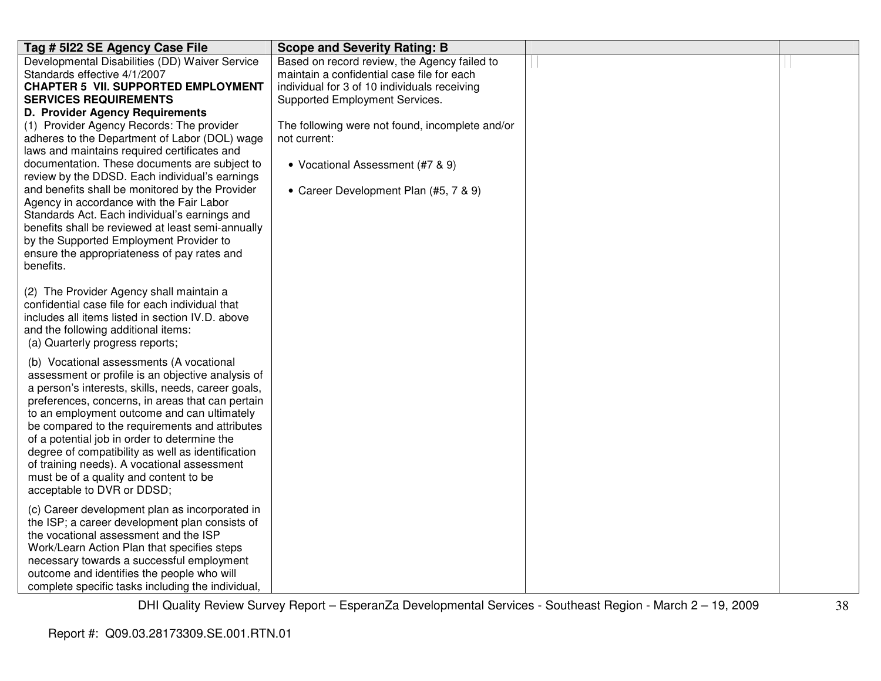| Tag # 5I22 SE Agency Case File | Scope and Severity Rating: B | | |
|---|---|---|---|
| Developmental Disabilities (DD) Waiver Service Standards effective 4/1/2007<br>**CHAPTER 5 VII. SUPPORTED EMPLOYMENT SERVICES REQUIREMENTS**<br>**D. Provider Agency Requirements**<br>(1) Provider Agency Records: The provider adheres to the Department of Labor (DOL) wage laws and maintains required certificates and documentation. These documents are subject to review by the DDSD. Each individual's earnings and benefits shall be monitored by the Provider Agency in accordance with the Fair Labor Standards Act. Each individual's earnings and benefits shall be reviewed at least semi-annually by the Supported Employment Provider to ensure the appropriateness of pay rates and benefits.<br><br>(2) The Provider Agency shall maintain a confidential case file for each individual that includes all items listed in section IV.D. above and the following additional items:<br>(a) Quarterly progress reports;<br><br>(b) Vocational assessments (A vocational assessment or profile is an objective analysis of a person's interests, skills, needs, career goals, preferences, concerns, in areas that can pertain to an employment outcome and can ultimately be compared to the requirements and attributes of a potential job in order to determine the degree of compatibility as well as identification of training needs). A vocational assessment must be of a quality and content to be acceptable to DVR or DDSD;<br><br>(c) Career development plan as incorporated in the ISP; a career development plan consists of the vocational assessment and the ISP Work/Learn Action Plan that specifies steps necessary towards a successful employment outcome and identifies the people who will complete specific tasks including the individual, | Based on record review, the Agency failed to maintain a confidential case file for each individual for 3 of 10 individuals receiving Supported Employment Services.<br><br>The following were not found, incomplete and/or not current:<br><br>• Vocational Assessment (#7 & 9)<br><br>• Career Development Plan (#5, 7 & 9) | | |

DHI Quality Review Survey Report – EsperanZa Developmental Services - Southeast Region - March 2 – 19, 2009

Report #: Q09.03.28173309.SE.001.RTN.01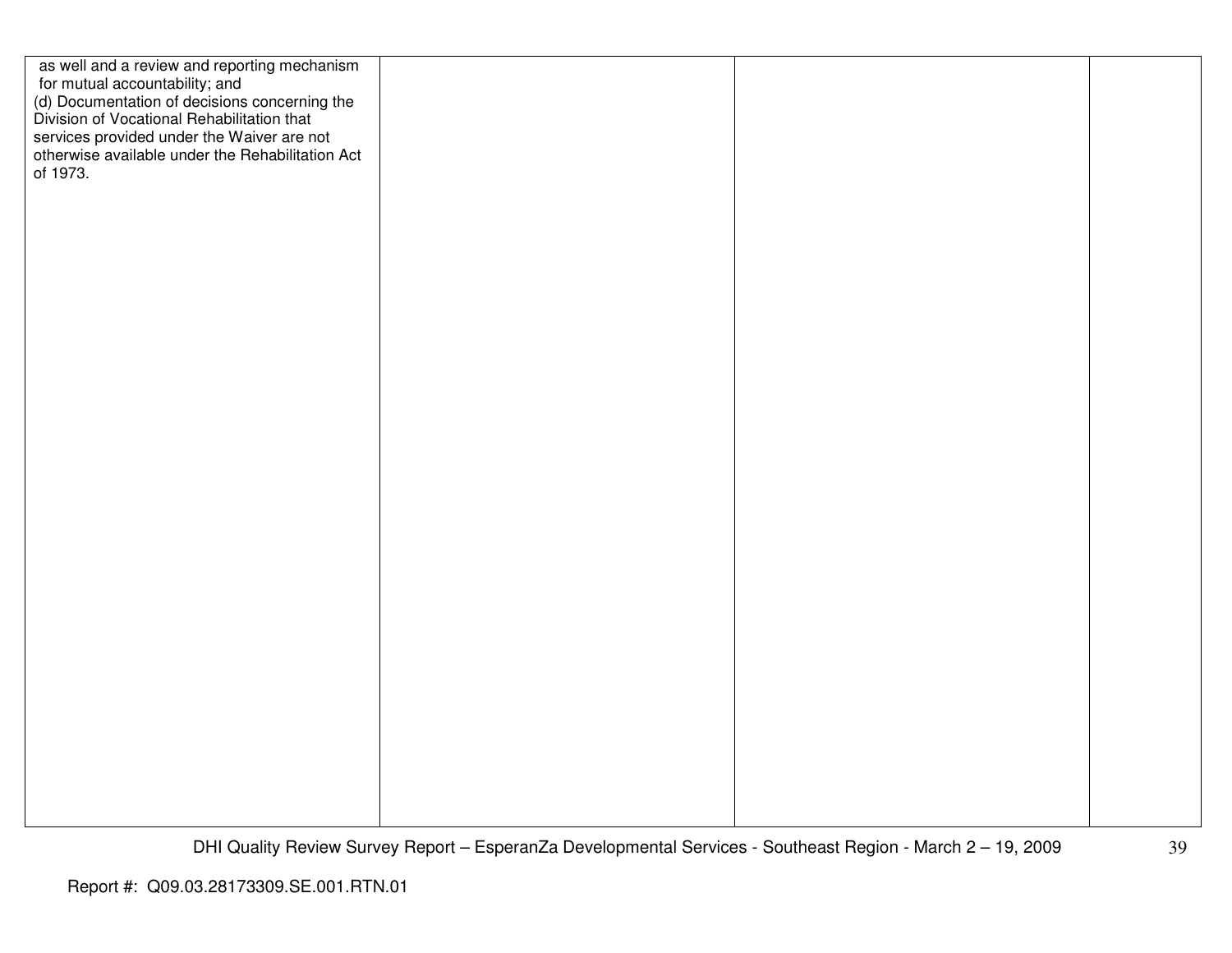| | | | |
|---|---|---|---|
| as well and a review and reporting mechanism for mutual accountability; and<br>(d) Documentation of decisions concerning the Division of Vocational Rehabilitation that services provided under the Waiver are not otherwise available under the Rehabilitation Act of 1973. | | | |

Report #: Q09.03.28173309.SE.001.RTN.01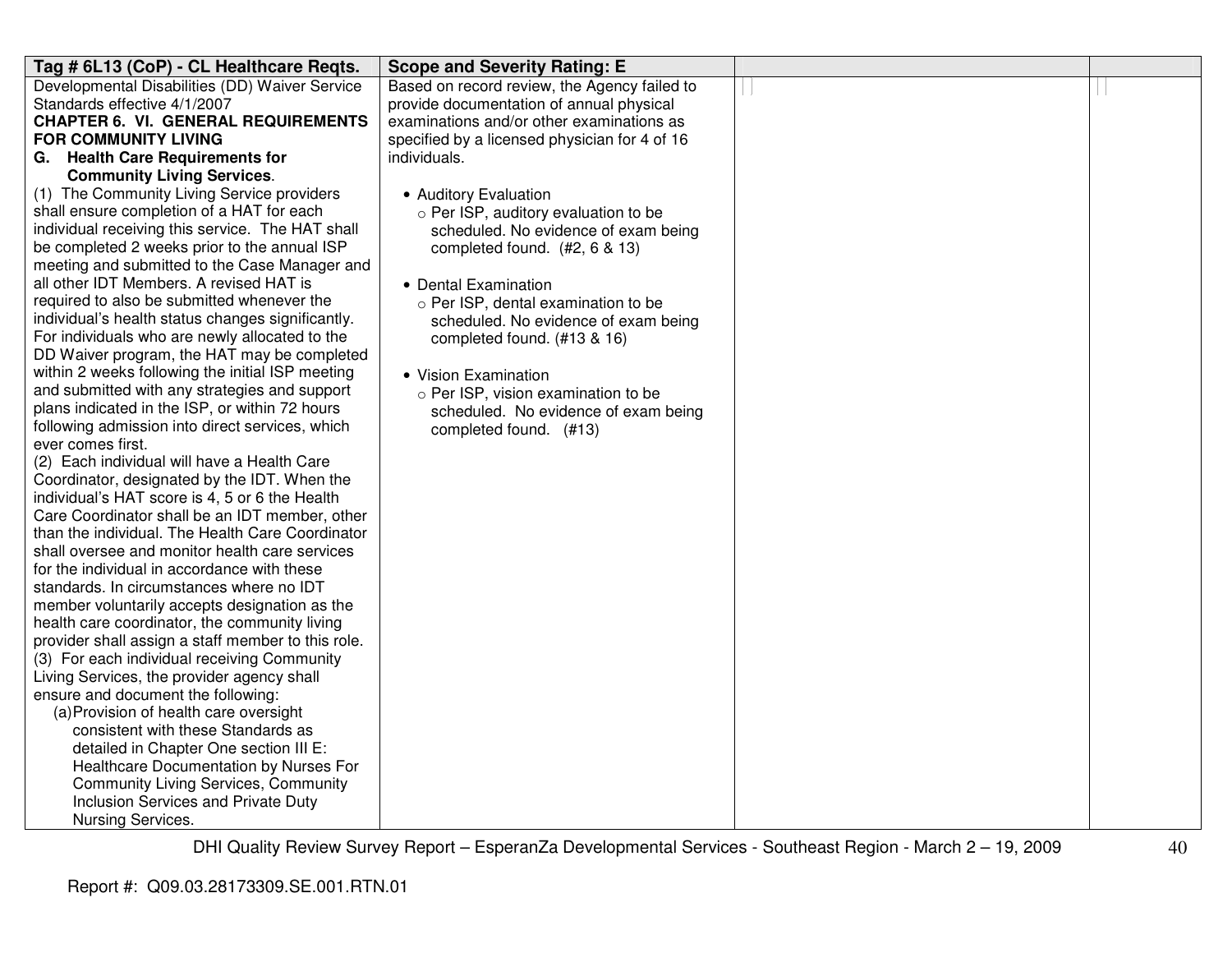| Tag # 6L13 (CoP) - CL Healthcare Reqts. | Scope and Severity Rating: E | | |
|---|---|---|---|
| Developmental Disabilities (DD) Waiver Service Standards effective 4/1/2007<br>**CHAPTER 6. VI. GENERAL REQUIREMENTS FOR COMMUNITY LIVING**<br>**G. Health Care Requirements for Community Living Services**.<br>(1) The Community Living Service providers shall ensure completion of a HAT for each individual receiving this service. The HAT shall be completed 2 weeks prior to the annual ISP meeting and submitted to the Case Manager and all other IDT Members. A revised HAT is required to also be submitted whenever the individual's health status changes significantly. For individuals who are newly allocated to the DD Waiver program, the HAT may be completed within 2 weeks following the initial ISP meeting and submitted with any strategies and support plans indicated in the ISP, or within 72 hours following admission into direct services, which ever comes first.<br>(2) Each individual will have a Health Care Coordinator, designated by the IDT. When the individual's HAT score is 4, 5 or 6 the Health Care Coordinator shall be an IDT member, other than the individual. The Health Care Coordinator shall oversee and monitor health care services for the individual in accordance with these standards. In circumstances where no IDT member voluntarily accepts designation as the health care coordinator, the community living provider shall assign a staff member to this role.<br>(3) For each individual receiving Community Living Services, the provider agency shall ensure and document the following:<br>(a) Provision of health care oversight consistent with these Standards as detailed in Chapter One section III E: Healthcare Documentation by Nurses For Community Living Services, Community Inclusion Services and Private Duty Nursing Services. | Based on record review, the Agency failed to provide documentation of annual physical examinations and/or other examinations as specified by a licensed physician for 4 of 16 individuals.<br><br>• Auditory Evaluation<br>○ Per ISP, auditory evaluation to be scheduled. No evidence of exam being completed found. (#2, 6 & 13)<br><br>• Dental Examination<br>○ Per ISP, dental examination to be scheduled. No evidence of exam being completed found. (#13 & 16)<br><br>• Vision Examination<br>○ Per ISP, vision examination to be scheduled. No evidence of exam being completed found. (#13) | | |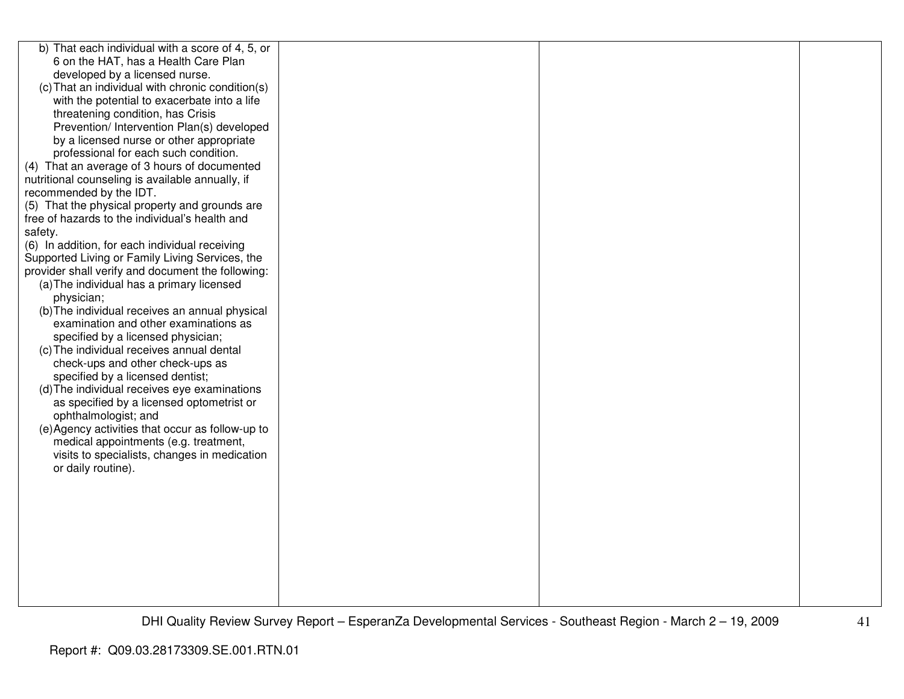| | | | |
|---|---|---|---|
| b) That each individual with a score of 4, 5, or 6 on the HAT, has a Health Care Plan developed by a licensed nurse.<br>(c) That an individual with chronic condition(s) with the potential to exacerbate into a life threatening condition, has Crisis Prevention/ Intervention Plan(s) developed by a licensed nurse or other appropriate professional for each such condition.<br>(4) That an average of 3 hours of documented nutritional counseling is available annually, if recommended by the IDT.<br>(5) That the physical property and grounds are free of hazards to the individual's health and safety.<br>(6) In addition, for each individual receiving Supported Living or Family Living Services, the provider shall verify and document the following:<br>(a) The individual has a primary licensed physician;<br>(b) The individual receives an annual physical examination and other examinations as specified by a licensed physician;<br>(c) The individual receives annual dental check-ups and other check-ups as specified by a licensed dentist;<br>(d) The individual receives eye examinations as specified by a licensed optometrist or ophthalmologist; and<br>(e) Agency activities that occur as follow-up to medical appointments (e.g. treatment, visits to specialists, changes in medication or daily routine). | | | |

DHI Quality Review Survey Report – EsperanZa Developmental Services - Southeast Region - March 2 – 19, 2009

Report #: Q09.03.28173309.SE.001.RTN.01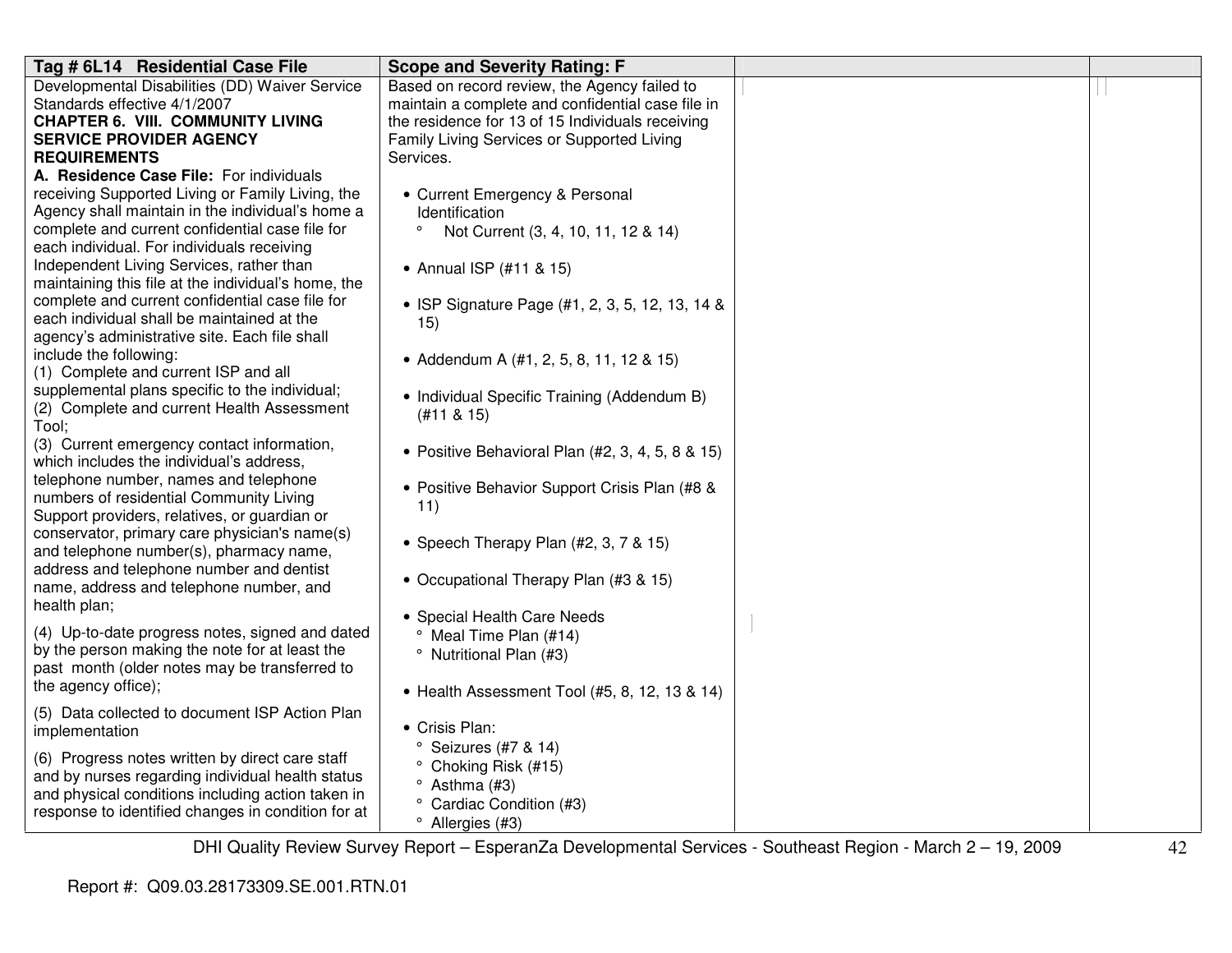| Tag # 6L14 Residential Case File | Scope and Severity Rating: F | | |
|---|---|---|---|
| Developmental Disabilities (DD) Waiver Service Standards effective 4/1/2007<br>**CHAPTER 6. VIII. COMMUNITY LIVING SERVICE PROVIDER AGENCY REQUIREMENTS**<br>**A. Residence Case File:** For individuals receiving Supported Living or Family Living, the Agency shall maintain in the individual's home a complete and current confidential case file for each individual. For individuals receiving Independent Living Services, rather than maintaining this file at the individual's home, the complete and current confidential case file for each individual shall be maintained at the agency's administrative site. Each file shall include the following:<br>(1) Complete and current ISP and all supplemental plans specific to the individual;<br>(2) Complete and current Health Assessment Tool;<br>(3) Current emergency contact information, which includes the individual's address, telephone number, names and telephone numbers of residential Community Living Support providers, relatives, or guardian or conservator, primary care physician's name(s) and telephone number(s), pharmacy name, address and telephone number and dentist name, address and telephone number, and health plan;<br>(4) Up-to-date progress notes, signed and dated by the person making the note for at least the past month (older notes may be transferred to the agency office);<br>(5) Data collected to document ISP Action Plan implementation<br>(6) Progress notes written by direct care staff and by nurses regarding individual health status and physical conditions including action taken in response to identified changes in condition for at | Based on record review, the Agency failed to maintain a complete and confidential case file in the residence for 13 of 15 Individuals receiving Family Living Services or Supported Living Services.<br><br>• Current Emergency & Personal Identification<br>° Not Current (3, 4, 10, 11, 12 & 14)<br><br>• Annual ISP (#11 & 15)<br><br>• ISP Signature Page (#1, 2, 3, 5, 12, 13, 14 & 15)<br><br>• Addendum A (#1, 2, 5, 8, 11, 12 & 15)<br><br>• Individual Specific Training (Addendum B) (#11 & 15)<br><br>• Positive Behavioral Plan (#2, 3, 4, 5, 8 & 15)<br><br>• Positive Behavior Support Crisis Plan (#8 & 11)<br><br>• Speech Therapy Plan (#2, 3, 7 & 15)<br><br>• Occupational Therapy Plan (#3 & 15)<br><br>• Special Health Care Needs<br>° Meal Time Plan (#14)<br>° Nutritional Plan (#3)<br><br>• Health Assessment Tool (#5, 8, 12, 13 & 14)<br><br>• Crisis Plan:<br>° Seizures (#7 & 14)<br>° Choking Risk (#15)<br>° Asthma (#3)<br>° Cardiac Condition (#3)<br>° Allergies (#3) | | |

DHI Quality Review Survey Report – EsperanZa Developmental Services - Southeast Region - March 2 – 19, 2009

Report #: Q09.03.28173309.SE.001.RTN.01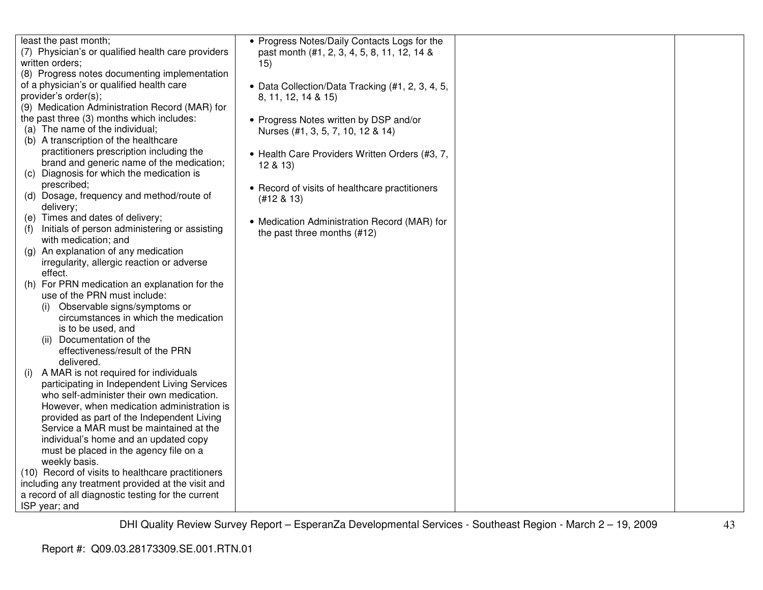| | | | |
|---|---|---|---|
| least the past month;<br>(7) Physician's or qualified health care providers written orders;<br>(8) Progress notes documenting implementation of a physician's or qualified health care provider's order(s);<br>(9) Medication Administration Record (MAR) for the past three (3) months which includes:<br>(a) The name of the individual;<br>(b) A transcription of the healthcare practitioners prescription including the brand and generic name of the medication;<br>(c) Diagnosis for which the medication is prescribed;<br>(d) Dosage, frequency and method/route of delivery;<br>(e) Times and dates of delivery;<br>(f) Initials of person administering or assisting with medication; and<br>(g) An explanation of any medication irregularity, allergic reaction or adverse effect.<br>(h) For PRN medication an explanation for the use of the PRN must include:<br>(i) Observable signs/symptoms or circumstances in which the medication is to be used, and<br>(ii) Documentation of the effectiveness/result of the PRN delivered.<br>(i) A MAR is not required for individuals participating in Independent Living Services who self-administer their own medication. However, when medication administration is provided as part of the Independent Living Service a MAR must be maintained at the individual's home and an updated copy must be placed in the agency file on a weekly basis.<br>(10) Record of visits to healthcare practitioners including any treatment provided at the visit and a record of all diagnostic testing for the current ISP year; and | • Progress Notes/Daily Contacts Logs for the past month (#1, 2, 3, 4, 5, 8, 11, 12, 14 & 15)<br><br>• Data Collection/Data Tracking (#1, 2, 3, 4, 5, 8, 11, 12, 14 & 15)<br><br>• Progress Notes written by DSP and/or Nurses (#1, 3, 5, 7, 10, 12 & 14)<br><br>• Health Care Providers Written Orders (#3, 7, 12 & 13)<br><br>• Record of visits of healthcare practitioners (#12 & 13)<br><br>• Medication Administration Record (MAR) for the past three months (#12) | | |

Report #: Q09.03.28173309.SE.001.RTN.01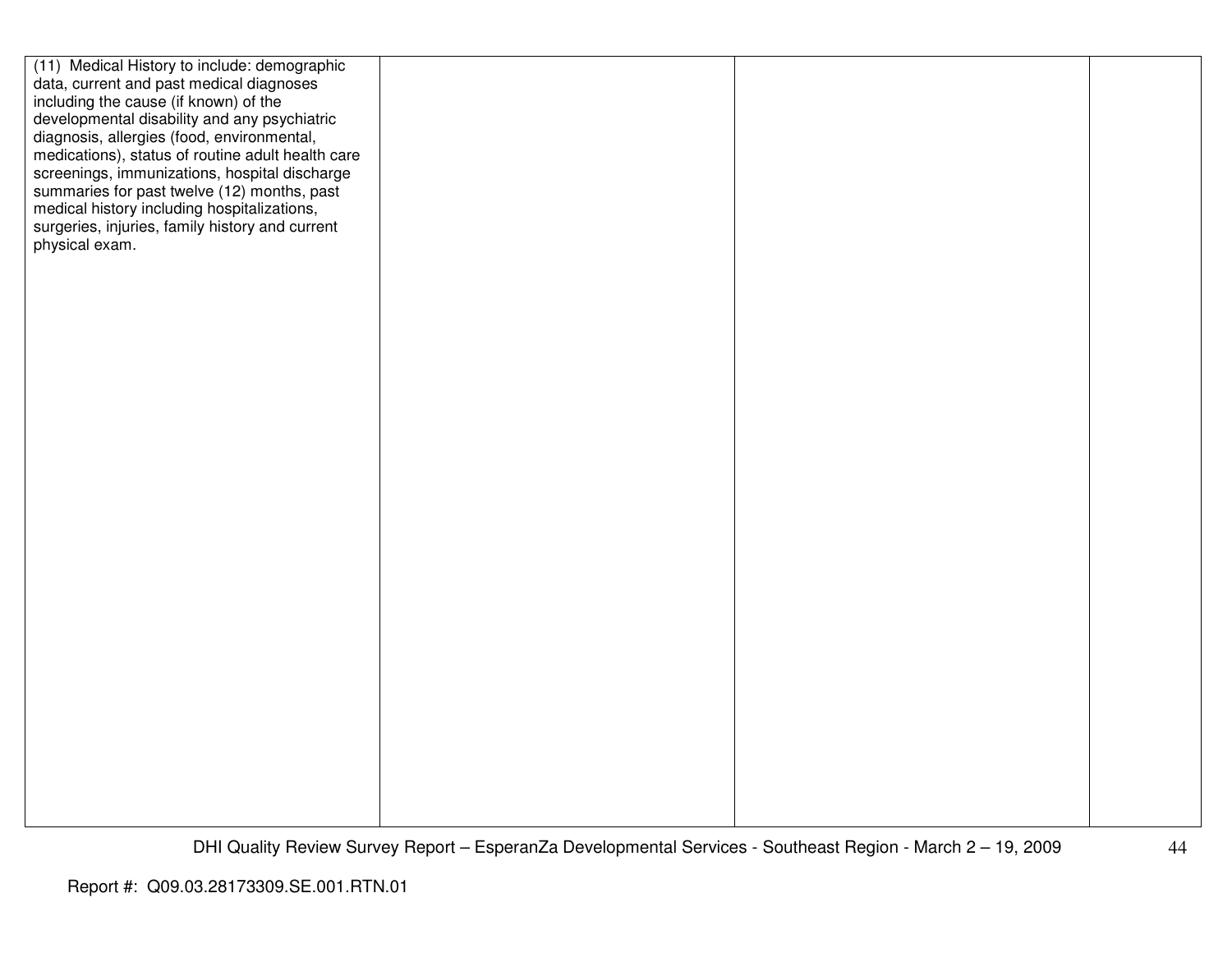| | | | |
|---|---|---|---|
| (11) Medical History to include: demographic data, current and past medical diagnoses including the cause (if known) of the developmental disability and any psychiatric diagnosis, allergies (food, environmental, medications), status of routine adult health care screenings, immunizations, hospital discharge summaries for past twelve (12) months, past medical history including hospitalizations, surgeries, injuries, family history and current physical exam. | | | |

Report #: Q09.03.28173309.SE.001.RTN.01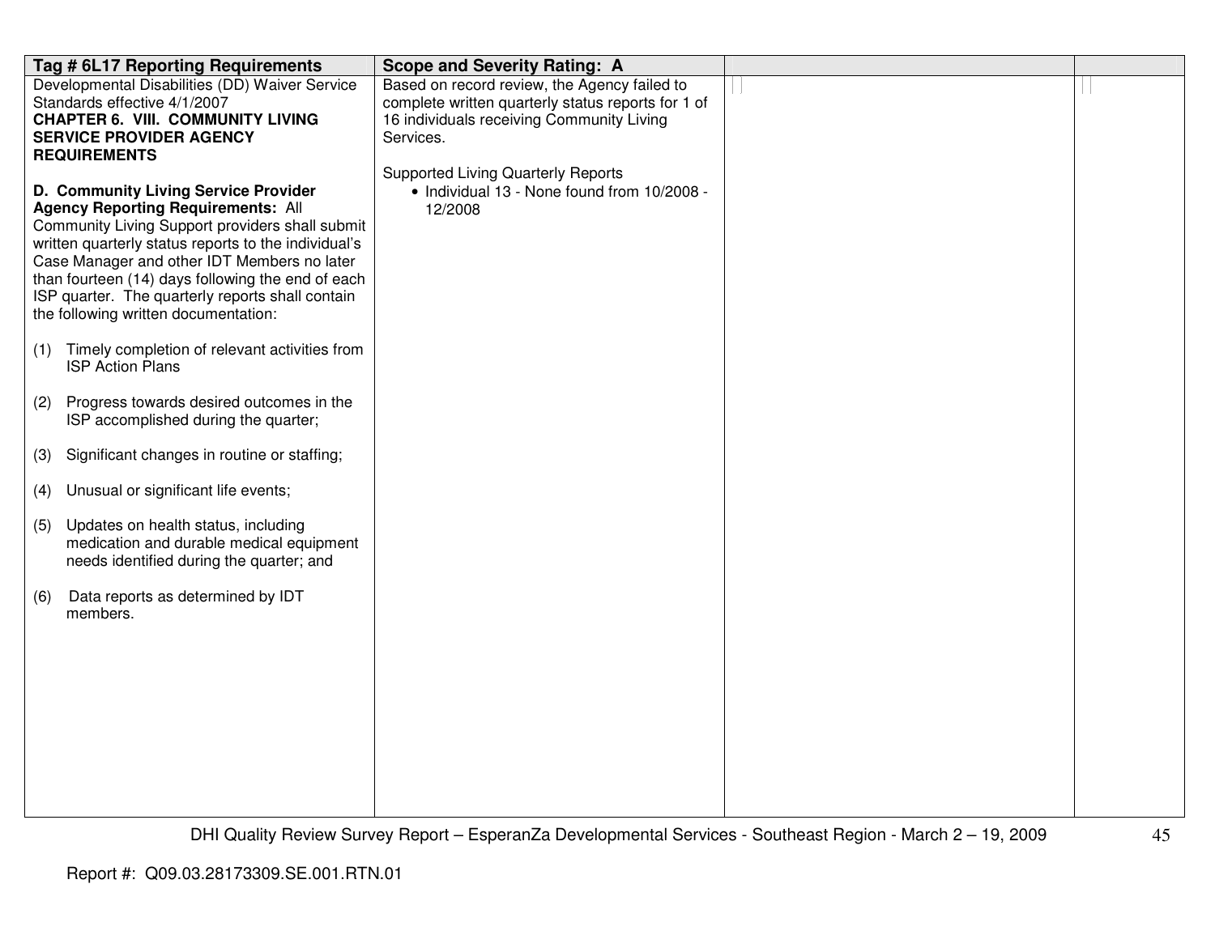| Tag # 6L17 Reporting Requirements | Scope and Severity Rating: A | | |
|---|---|---|---|
| Developmental Disabilities (DD) Waiver Service Standards effective 4/1/2007<br>**CHAPTER 6. VIII. COMMUNITY LIVING SERVICE PROVIDER AGENCY REQUIREMENTS**<br><br>**D. Community Living Service Provider Agency Reporting Requirements:** All Community Living Support providers shall submit written quarterly status reports to the individual's Case Manager and other IDT Members no later than fourteen (14) days following the end of each ISP quarter. The quarterly reports shall contain the following written documentation:<br><br>(1) Timely completion of relevant activities from ISP Action Plans<br><br>(2) Progress towards desired outcomes in the ISP accomplished during the quarter;<br><br>(3) Significant changes in routine or staffing;<br><br>(4) Unusual or significant life events;<br><br>(5) Updates on health status, including medication and durable medical equipment needs identified during the quarter; and<br><br>(6) Data reports as determined by IDT members. | Based on record review, the Agency failed to complete written quarterly status reports for 1 of 16 individuals receiving Community Living Services.<br><br>Supported Living Quarterly Reports<br>• Individual 13 - None found from 10/2008 - 12/2008 | | |

DHI Quality Review Survey Report – EsperanZa Developmental Services - Southeast Region - March 2 – 19, 2009

Report #: Q09.03.28173309.SE.001.RTN.01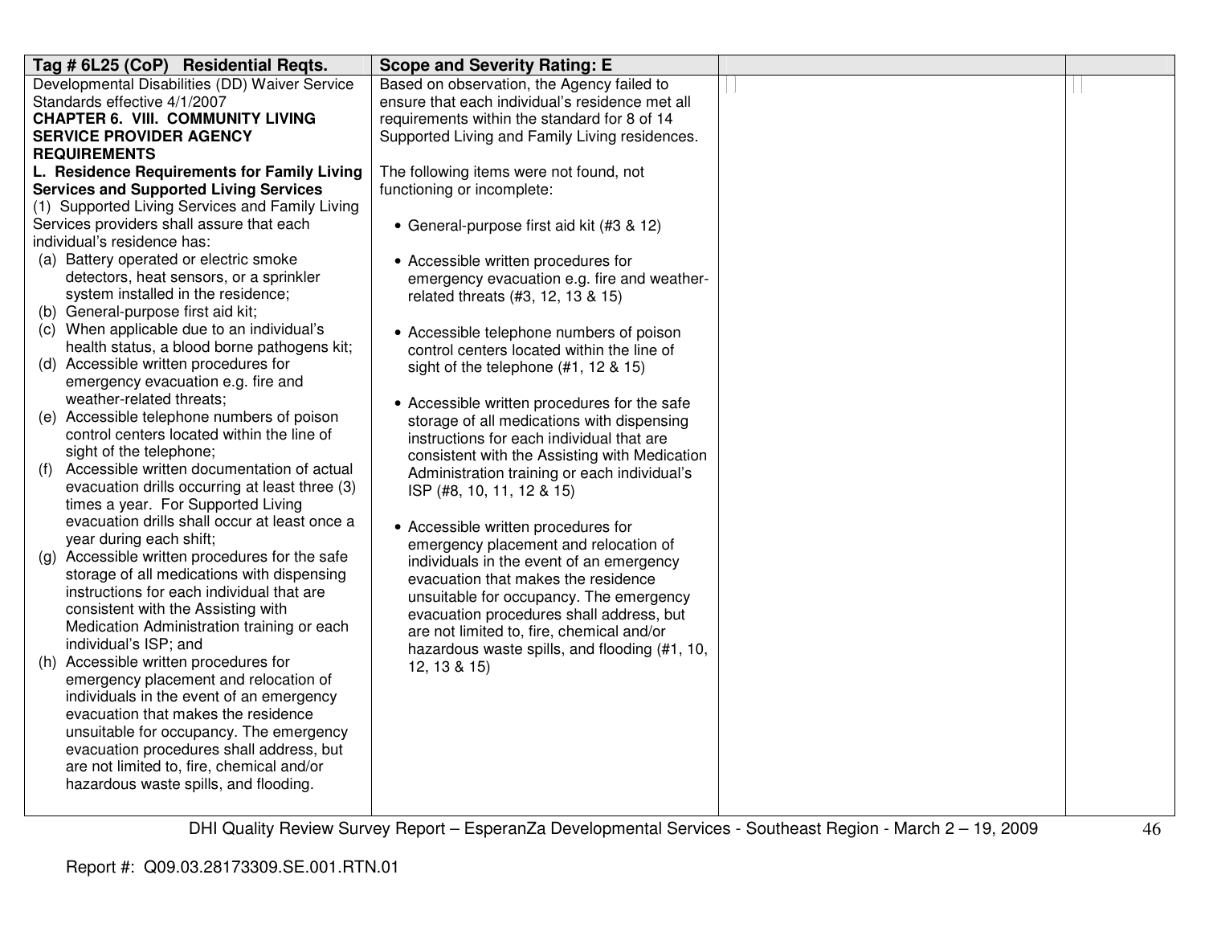| Tag # 6L25 (CoP) Residential Reqts. | Scope and Severity Rating: E | | |
|---|---|---|---|
| Developmental Disabilities (DD) Waiver Service Standards effective 4/1/2007<br>**CHAPTER 6. VIII. COMMUNITY LIVING SERVICE PROVIDER AGENCY REQUIREMENTS**<br>**L. Residence Requirements for Family Living Services and Supported Living Services**<br>(1) Supported Living Services and Family Living Services providers shall assure that each individual's residence has:<br>(a) Battery operated or electric smoke detectors, heat sensors, or a sprinkler system installed in the residence;<br>(b) General-purpose first aid kit;<br>(c) When applicable due to an individual's health status, a blood borne pathogens kit;<br>(d) Accessible written procedures for emergency evacuation e.g. fire and weather-related threats;<br>(e) Accessible telephone numbers of poison control centers located within the line of sight of the telephone;<br>(f) Accessible written documentation of actual evacuation drills occurring at least three (3) times a year. For Supported Living evacuation drills shall occur at least once a year during each shift;<br>(g) Accessible written procedures for the safe storage of all medications with dispensing instructions for each individual that are consistent with the Assisting with Medication Administration training or each individual's ISP; and<br>(h) Accessible written procedures for emergency placement and relocation of individuals in the event of an emergency evacuation that makes the residence unsuitable for occupancy. The emergency evacuation procedures shall address, but are not limited to, fire, chemical and/or hazardous waste spills, and flooding. | Based on observation, the Agency failed to ensure that each individual's residence met all requirements within the standard for 8 of 14 Supported Living and Family Living residences.<br><br>The following items were not found, not functioning or incomplete:<br><br>• General-purpose first aid kit (#3 & 12)<br><br>• Accessible written procedures for emergency evacuation e.g. fire and weather-related threats (#3, 12, 13 & 15)<br><br>• Accessible telephone numbers of poison control centers located within the line of sight of the telephone (#1, 12 & 15)<br><br>• Accessible written procedures for the safe storage of all medications with dispensing instructions for each individual that are consistent with the Assisting with Medication Administration training or each individual's ISP (#8, 10, 11, 12 & 15)<br><br>• Accessible written procedures for emergency placement and relocation of individuals in the event of an emergency evacuation that makes the residence unsuitable for occupancy. The emergency evacuation procedures shall address, but are not limited to, fire, chemical and/or hazardous waste spills, and flooding (#1, 10, 12, 13 & 15) | | |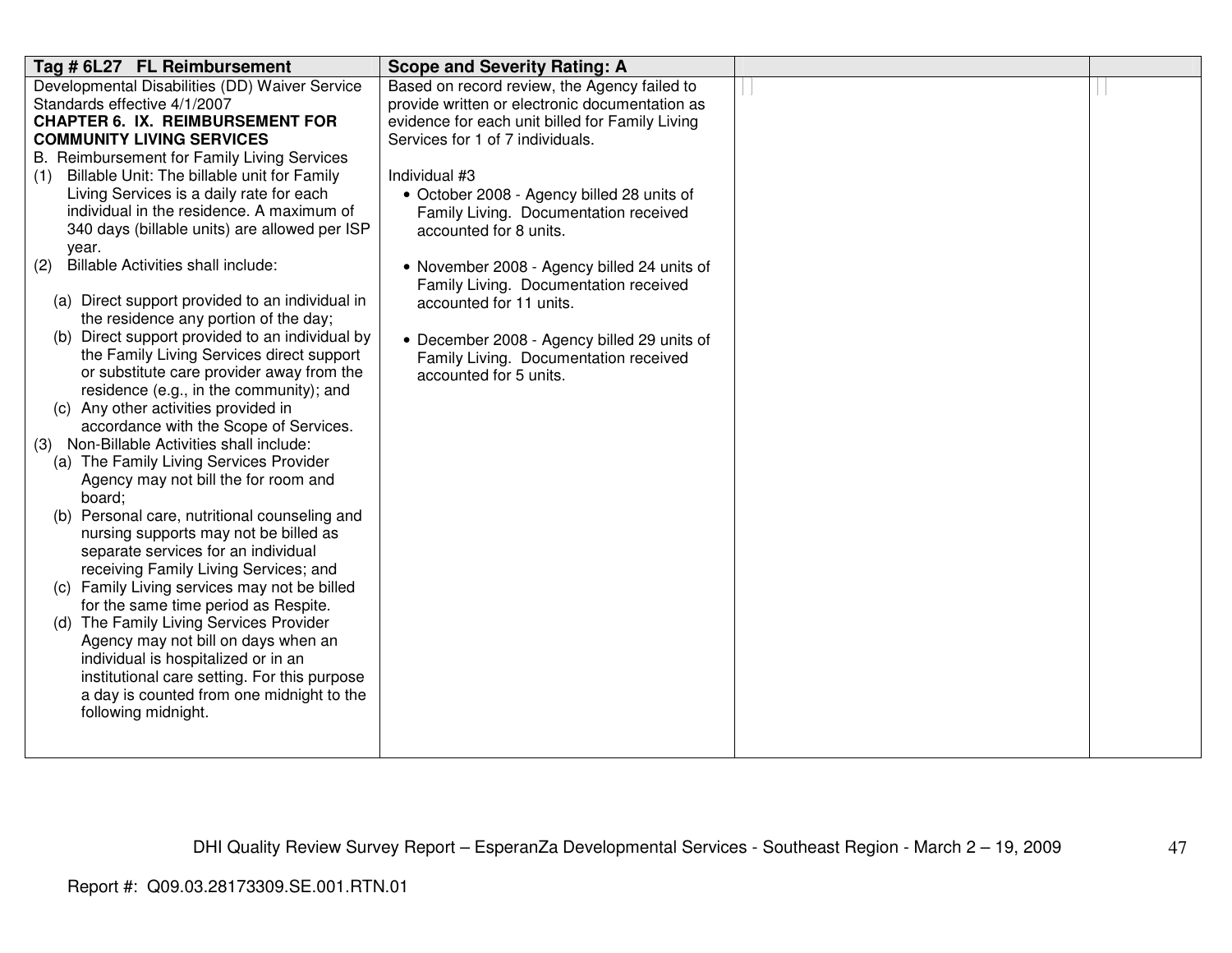| Tag # 6L27 FL Reimbursement | Scope and Severity Rating: A | | |
|---|---|---|---|
| Developmental Disabilities (DD) Waiver Service Standards effective 4/1/2007<br>**CHAPTER 6. IX. REIMBURSEMENT FOR COMMUNITY LIVING SERVICES**<br>B. Reimbursement for Family Living Services<br>(1) Billable Unit: The billable unit for Family Living Services is a daily rate for each individual in the residence. A maximum of 340 days (billable units) are allowed per ISP year.<br>(2) Billable Activities shall include:<br>(a) Direct support provided to an individual in the residence any portion of the day;<br>(b) Direct support provided to an individual by the Family Living Services direct support or substitute care provider away from the residence (e.g., in the community); and<br>(c) Any other activities provided in accordance with the Scope of Services.<br>(3) Non-Billable Activities shall include:<br>(a) The Family Living Services Provider Agency may not bill the for room and board;<br>(b) Personal care, nutritional counseling and nursing supports may not be billed as separate services for an individual receiving Family Living Services; and<br>(c) Family Living services may not be billed for the same time period as Respite.<br>(d) The Family Living Services Provider Agency may not bill on days when an individual is hospitalized or in an institutional care setting. For this purpose a day is counted from one midnight to the following midnight. | Based on record review, the Agency failed to provide written or electronic documentation as evidence for each unit billed for Family Living Services for 1 of 7 individuals.<br><br>Individual #3<br>• October 2008 - Agency billed 28 units of Family Living. Documentation received accounted for 8 units.<br><br>• November 2008 - Agency billed 24 units of Family Living. Documentation received accounted for 11 units.<br><br>• December 2008 - Agency billed 29 units of Family Living. Documentation received accounted for 5 units. | | |